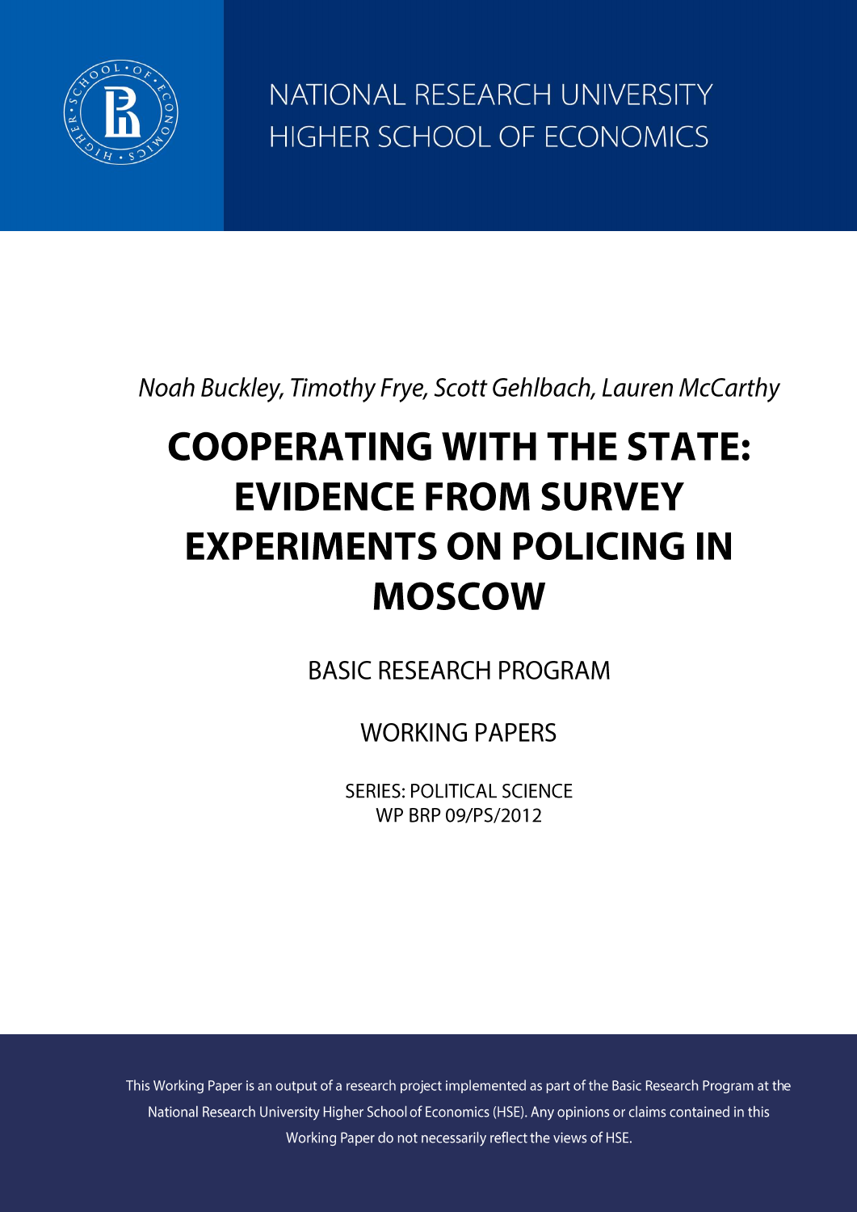NATIONAL RESEARCH UNIVERSITY
HIGHER SCHOOL OF ECONOMICS

*Noah Buckley, Timothy Frye, Scott Gehlbach, Lauren McCarthy*

# COOPERATING WITH THE STATE: EVIDENCE FROM SURVEY EXPERIMENTS ON POLICING IN MOSCOW

BASIC RESEARCH PROGRAM

WORKING PAPERS

SERIES: POLITICAL SCIENCE
WP BRP 09/PS/2012

This Working Paper is an output of a research project implemented as part of the Basic Research Program at the National Research University Higher School of Economics (HSE). Any opinions or claims contained in this Working Paper do not necessarily reflect the views of HSE.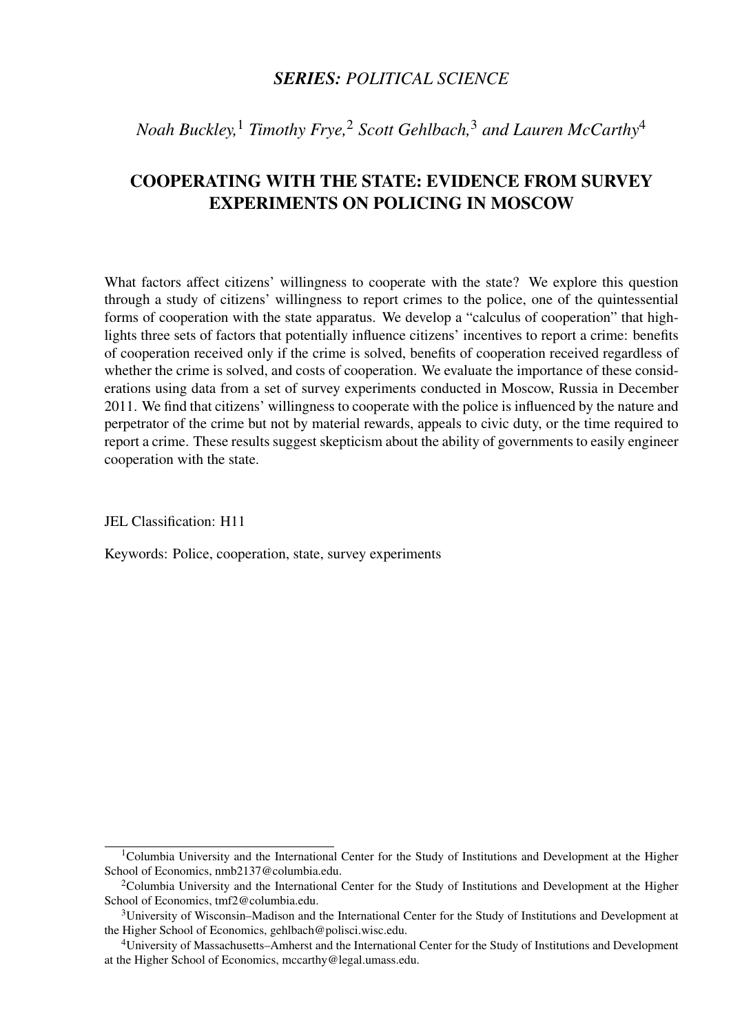***SERIES:* POLITICAL SCIENCE**

*Noah Buckley,*[1] *Timothy Frye,*[2] *Scott Gehlbach,*[3] *and Lauren McCarthy*[4]

# COOPERATING WITH THE STATE: EVIDENCE FROM SURVEY EXPERIMENTS ON POLICING IN MOSCOW

What factors affect citizens' willingness to cooperate with the state? We explore this question through a study of citizens' willingness to report crimes to the police, one of the quintessential forms of cooperation with the state apparatus. We develop a "calculus of cooperation" that highlights three sets of factors that potentially influence citizens' incentives to report a crime: benefits of cooperation received only if the crime is solved, benefits of cooperation received regardless of whether the crime is solved, and costs of cooperation. We evaluate the importance of these considerations using data from a set of survey experiments conducted in Moscow, Russia in December 2011. We find that citizens' willingness to cooperate with the police is influenced by the nature and perpetrator of the crime but not by material rewards, appeals to civic duty, or the time required to report a crime. These results suggest skepticism about the ability of governments to easily engineer cooperation with the state.

JEL Classification: H11

Keywords: Police, cooperation, state, survey experiments

---

[1] Columbia University and the International Center for the Study of Institutions and Development at the Higher School of Economics, nmb2137@columbia.edu.

[2] Columbia University and the International Center for the Study of Institutions and Development at the Higher School of Economics, tmf2@columbia.edu.

[3] University of Wisconsin–Madison and the International Center for the Study of Institutions and Development at the Higher School of Economics, gehlbach@polisci.wisc.edu.

[4] University of Massachusetts–Amherst and the International Center for the Study of Institutions and Development at the Higher School of Economics, mccarthy@legal.umass.edu.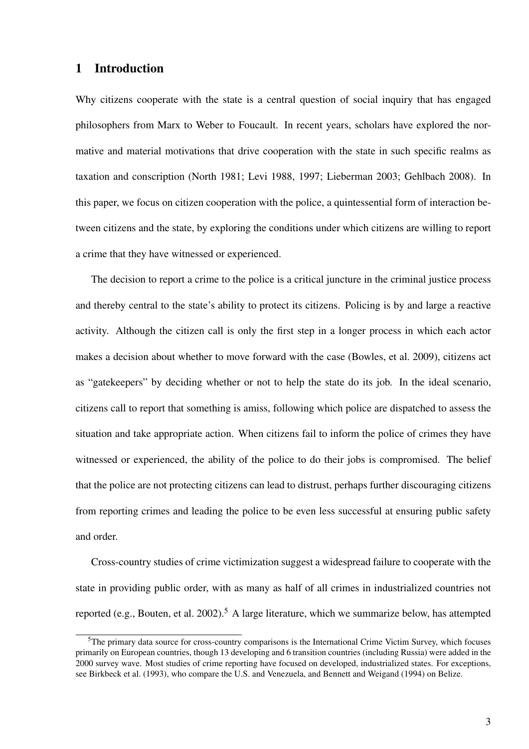# 1 Introduction

Why citizens cooperate with the state is a central question of social inquiry that has engaged philosophers from Marx to Weber to Foucault. In recent years, scholars have explored the normative and material motivations that drive cooperation with the state in such specific realms as taxation and conscription (North 1981; Levi 1988, 1997; Lieberman 2003; Gehlbach 2008). In this paper, we focus on citizen cooperation with the police, a quintessential form of interaction between citizens and the state, by exploring the conditions under which citizens are willing to report a crime that they have witnessed or experienced.

The decision to report a crime to the police is a critical juncture in the criminal justice process and thereby central to the state's ability to protect its citizens. Policing is by and large a reactive activity. Although the citizen call is only the first step in a longer process in which each actor makes a decision about whether to move forward with the case (Bowles, et al. 2009), citizens act as "gatekeepers" by deciding whether or not to help the state do its job. In the ideal scenario, citizens call to report that something is amiss, following which police are dispatched to assess the situation and take appropriate action. When citizens fail to inform the police of crimes they have witnessed or experienced, the ability of the police to do their jobs is compromised. The belief that the police are not protecting citizens can lead to distrust, perhaps further discouraging citizens from reporting crimes and leading the police to be even less successful at ensuring public safety and order.

Cross-country studies of crime victimization suggest a widespread failure to cooperate with the state in providing public order, with as many as half of all crimes in industrialized countries not reported (e.g., Bouten, et al. 2002).[5] A large literature, which we summarize below, has attempted

[5]The primary data source for cross-country comparisons is the International Crime Victim Survey, which focuses primarily on European countries, though 13 developing and 6 transition countries (including Russia) were added in the 2000 survey wave. Most studies of crime reporting have focused on developed, industrialized states. For exceptions, see Birkbeck et al. (1993), who compare the U.S. and Venezuela, and Bennett and Weigand (1994) on Belize.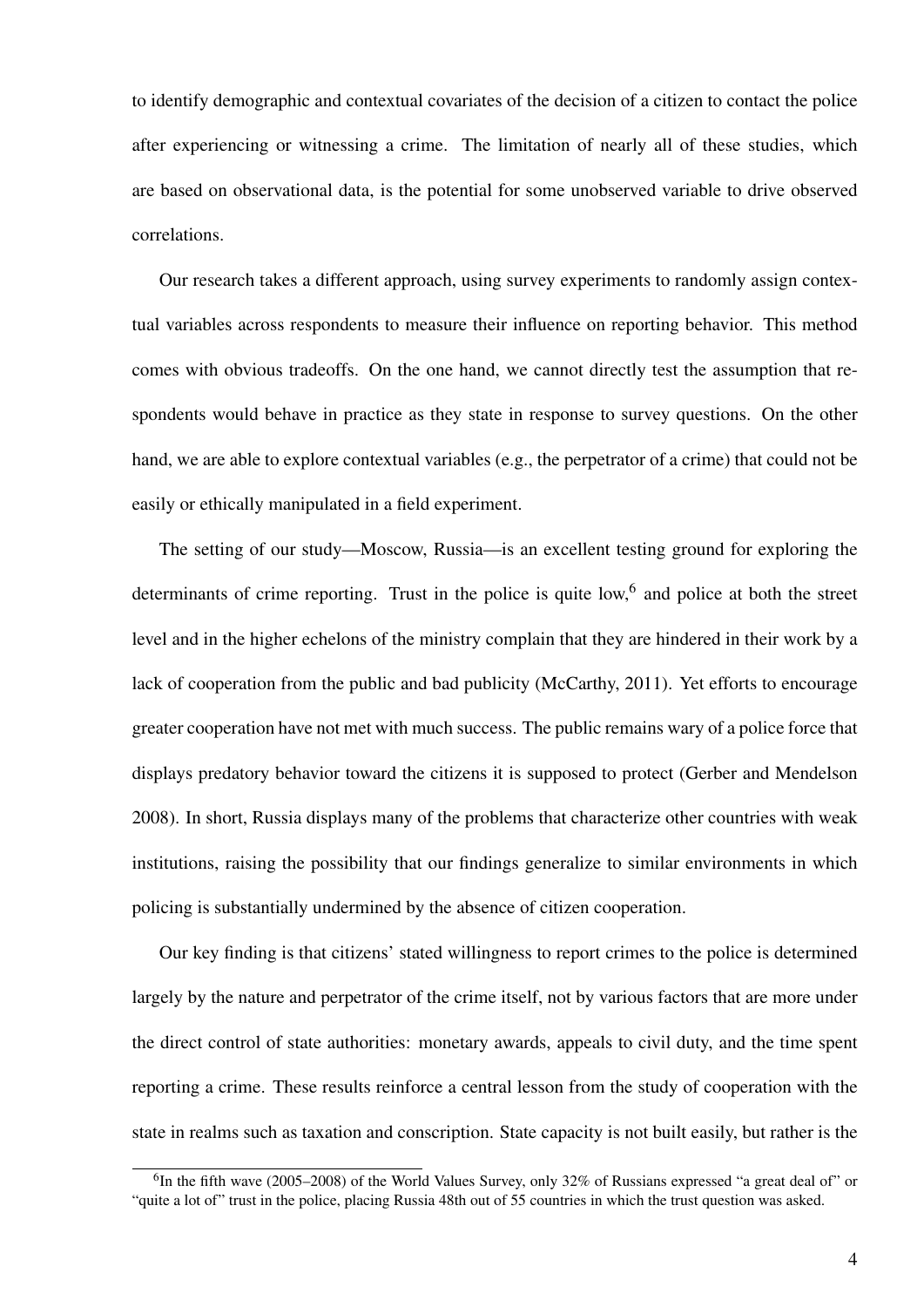to identify demographic and contextual covariates of the decision of a citizen to contact the police after experiencing or witnessing a crime. The limitation of nearly all of these studies, which are based on observational data, is the potential for some unobserved variable to drive observed correlations.

Our research takes a different approach, using survey experiments to randomly assign contextual variables across respondents to measure their influence on reporting behavior. This method comes with obvious tradeoffs. On the one hand, we cannot directly test the assumption that respondents would behave in practice as they state in response to survey questions. On the other hand, we are able to explore contextual variables (e.g., the perpetrator of a crime) that could not be easily or ethically manipulated in a field experiment.

The setting of our study—Moscow, Russia—is an excellent testing ground for exploring the determinants of crime reporting. Trust in the police is quite low,[6] and police at both the street level and in the higher echelons of the ministry complain that they are hindered in their work by a lack of cooperation from the public and bad publicity (McCarthy, 2011). Yet efforts to encourage greater cooperation have not met with much success. The public remains wary of a police force that displays predatory behavior toward the citizens it is supposed to protect (Gerber and Mendelson 2008). In short, Russia displays many of the problems that characterize other countries with weak institutions, raising the possibility that our findings generalize to similar environments in which policing is substantially undermined by the absence of citizen cooperation.

Our key finding is that citizens' stated willingness to report crimes to the police is determined largely by the nature and perpetrator of the crime itself, not by various factors that are more under the direct control of state authorities: monetary awards, appeals to civil duty, and the time spent reporting a crime. These results reinforce a central lesson from the study of cooperation with the state in realms such as taxation and conscription. State capacity is not built easily, but rather is the

[6] In the fifth wave (2005–2008) of the World Values Survey, only 32% of Russians expressed "a great deal of" or "quite a lot of" trust in the police, placing Russia 48th out of 55 countries in which the trust question was asked.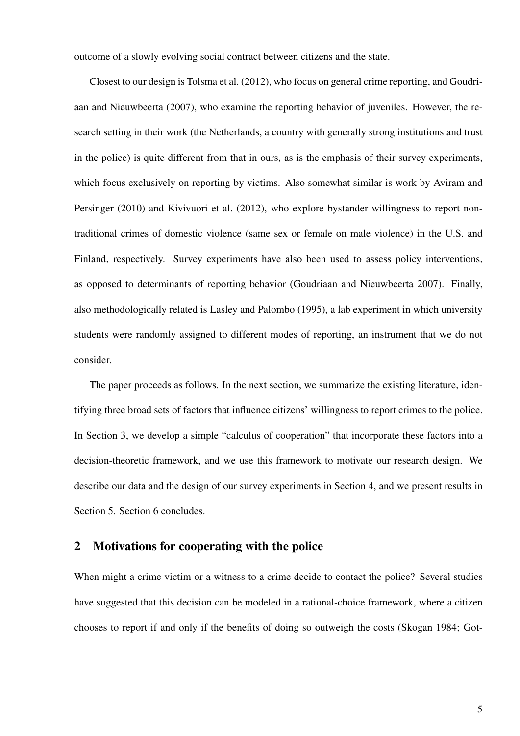outcome of a slowly evolving social contract between citizens and the state.

Closest to our design is Tolsma et al. (2012), who focus on general crime reporting, and Goudriaan and Nieuwbeerta (2007), who examine the reporting behavior of juveniles. However, the research setting in their work (the Netherlands, a country with generally strong institutions and trust in the police) is quite different from that in ours, as is the emphasis of their survey experiments, which focus exclusively on reporting by victims. Also somewhat similar is work by Aviram and Persinger (2010) and Kivivuori et al. (2012), who explore bystander willingness to report non-traditional crimes of domestic violence (same sex or female on male violence) in the U.S. and Finland, respectively. Survey experiments have also been used to assess policy interventions, as opposed to determinants of reporting behavior (Goudriaan and Nieuwbeerta 2007). Finally, also methodologically related is Lasley and Palombo (1995), a lab experiment in which university students were randomly assigned to different modes of reporting, an instrument that we do not consider.

The paper proceeds as follows. In the next section, we summarize the existing literature, identifying three broad sets of factors that influence citizens' willingness to report crimes to the police. In Section 3, we develop a simple "calculus of cooperation" that incorporate these factors into a decision-theoretic framework, and we use this framework to motivate our research design. We describe our data and the design of our survey experiments in Section 4, and we present results in Section 5. Section 6 concludes.

## 2 Motivations for cooperating with the police

When might a crime victim or a witness to a crime decide to contact the police? Several studies have suggested that this decision can be modeled in a rational-choice framework, where a citizen chooses to report if and only if the benefits of doing so outweigh the costs (Skogan 1984; Got-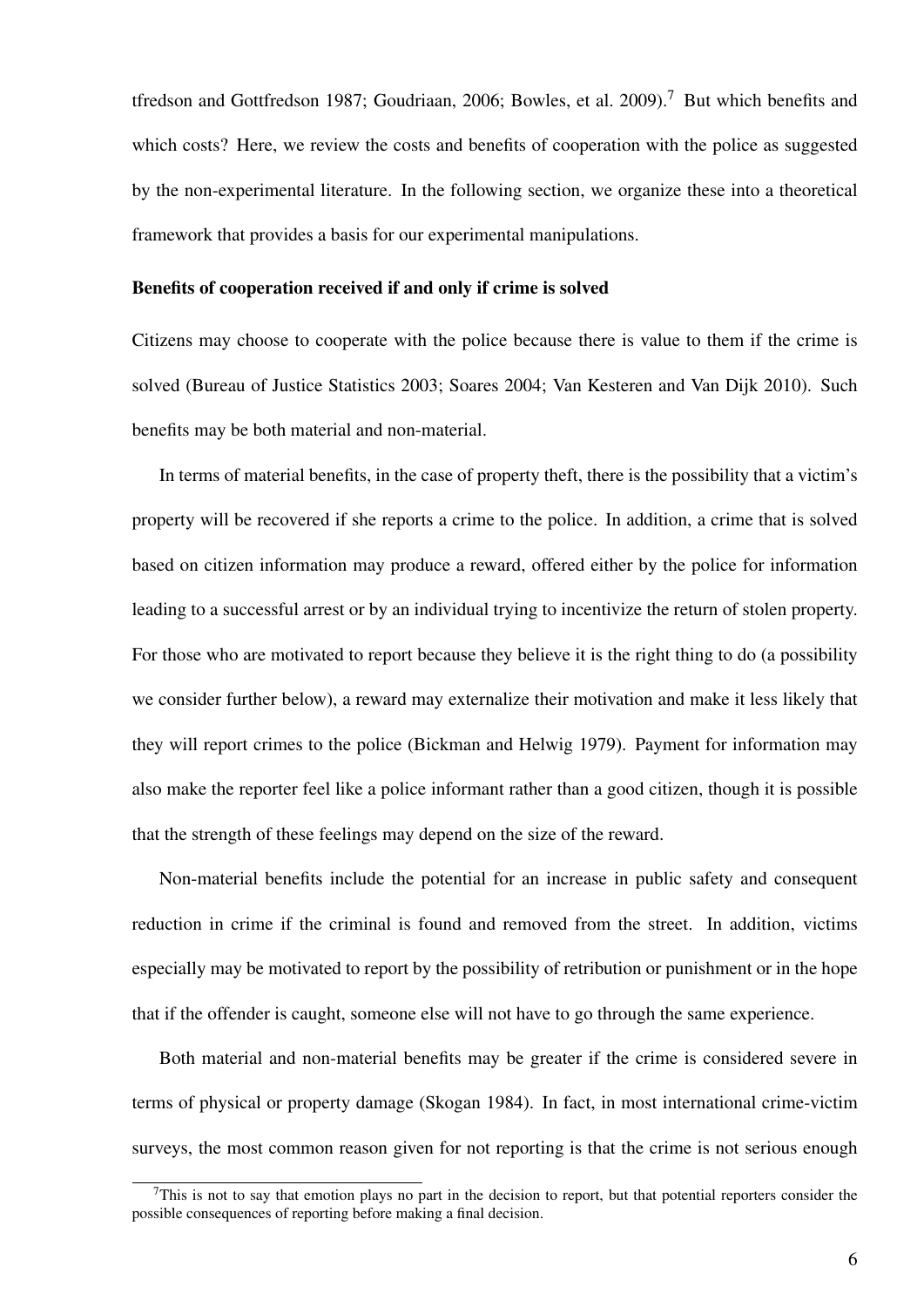tfredson and Gottfredson 1987; Goudriaan, 2006; Bowles, et al. 2009).[7] But which benefits and which costs? Here, we review the costs and benefits of cooperation with the police as suggested by the non-experimental literature. In the following section, we organize these into a theoretical framework that provides a basis for our experimental manipulations.

**Benefits of cooperation received if and only if crime is solved**

Citizens may choose to cooperate with the police because there is value to them if the crime is solved (Bureau of Justice Statistics 2003; Soares 2004; Van Kesteren and Van Dijk 2010). Such benefits may be both material and non-material.

In terms of material benefits, in the case of property theft, there is the possibility that a victim's property will be recovered if she reports a crime to the police. In addition, a crime that is solved based on citizen information may produce a reward, offered either by the police for information leading to a successful arrest or by an individual trying to incentivize the return of stolen property. For those who are motivated to report because they believe it is the right thing to do (a possibility we consider further below), a reward may externalize their motivation and make it less likely that they will report crimes to the police (Bickman and Helwig 1979). Payment for information may also make the reporter feel like a police informant rather than a good citizen, though it is possible that the strength of these feelings may depend on the size of the reward.

Non-material benefits include the potential for an increase in public safety and consequent reduction in crime if the criminal is found and removed from the street. In addition, victims especially may be motivated to report by the possibility of retribution or punishment or in the hope that if the offender is caught, someone else will not have to go through the same experience.

Both material and non-material benefits may be greater if the crime is considered severe in terms of physical or property damage (Skogan 1984). In fact, in most international crime-victim surveys, the most common reason given for not reporting is that the crime is not serious enough

[7] This is not to say that emotion plays no part in the decision to report, but that potential reporters consider the possible consequences of reporting before making a final decision.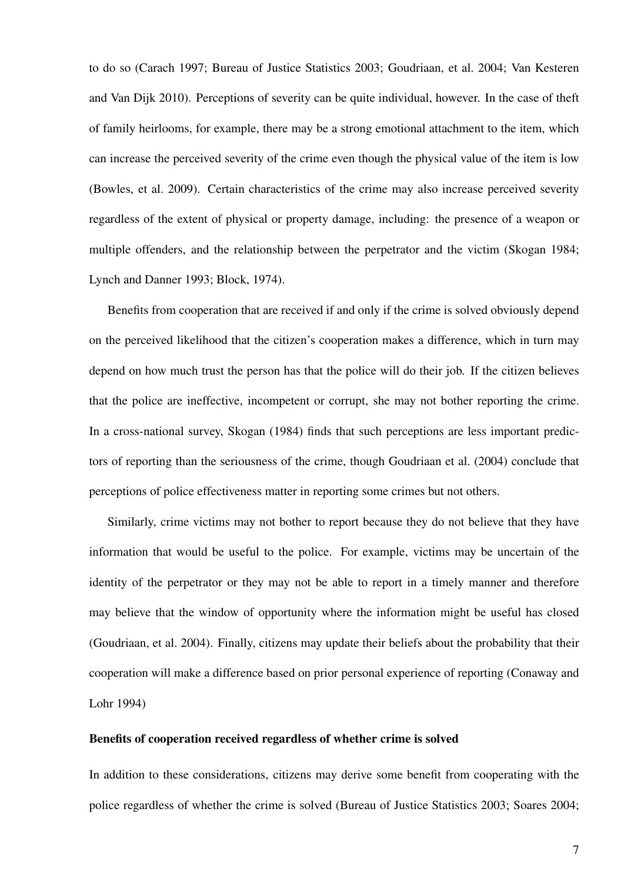to do so (Carach 1997; Bureau of Justice Statistics 2003; Goudriaan, et al. 2004; Van Kesteren and Van Dijk 2010). Perceptions of severity can be quite individual, however. In the case of theft of family heirlooms, for example, there may be a strong emotional attachment to the item, which can increase the perceived severity of the crime even though the physical value of the item is low (Bowles, et al. 2009). Certain characteristics of the crime may also increase perceived severity regardless of the extent of physical or property damage, including: the presence of a weapon or multiple offenders, and the relationship between the perpetrator and the victim (Skogan 1984; Lynch and Danner 1993; Block, 1974).

Benefits from cooperation that are received if and only if the crime is solved obviously depend on the perceived likelihood that the citizen's cooperation makes a difference, which in turn may depend on how much trust the person has that the police will do their job. If the citizen believes that the police are ineffective, incompetent or corrupt, she may not bother reporting the crime. In a cross-national survey, Skogan (1984) finds that such perceptions are less important predictors of reporting than the seriousness of the crime, though Goudriaan et al. (2004) conclude that perceptions of police effectiveness matter in reporting some crimes but not others.

Similarly, crime victims may not bother to report because they do not believe that they have information that would be useful to the police. For example, victims may be uncertain of the identity of the perpetrator or they may not be able to report in a timely manner and therefore may believe that the window of opportunity where the information might be useful has closed (Goudriaan, et al. 2004). Finally, citizens may update their beliefs about the probability that their cooperation will make a difference based on prior personal experience of reporting (Conaway and Lohr 1994)

**Benefits of cooperation received regardless of whether crime is solved**

In addition to these considerations, citizens may derive some benefit from cooperating with the police regardless of whether the crime is solved (Bureau of Justice Statistics 2003; Soares 2004;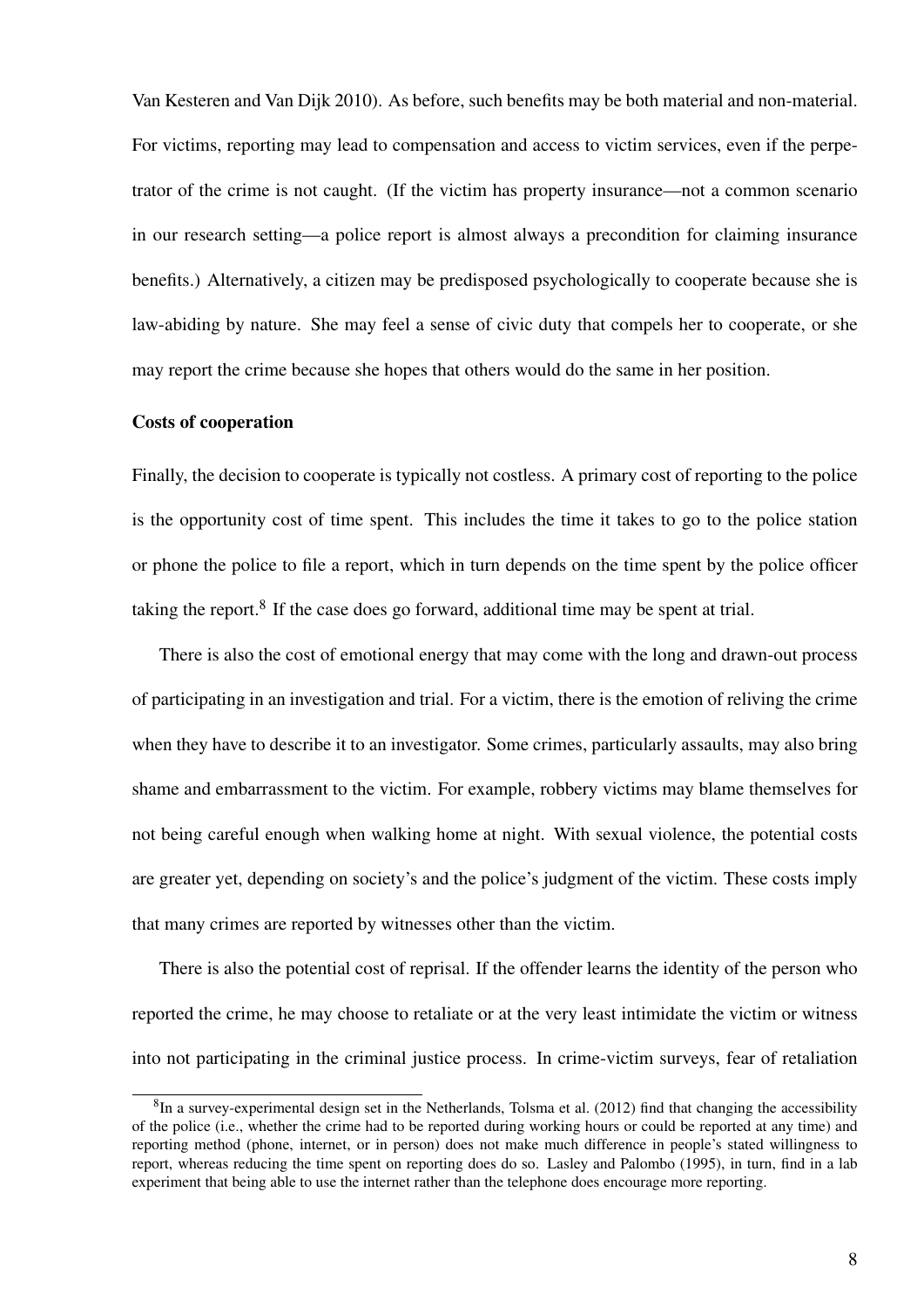Van Kesteren and Van Dijk 2010). As before, such benefits may be both material and non-material. For victims, reporting may lead to compensation and access to victim services, even if the perpetrator of the crime is not caught. (If the victim has property insurance—not a common scenario in our research setting—a police report is almost always a precondition for claiming insurance benefits.) Alternatively, a citizen may be predisposed psychologically to cooperate because she is law-abiding by nature. She may feel a sense of civic duty that compels her to cooperate, or she may report the crime because she hopes that others would do the same in her position.

**Costs of cooperation**

Finally, the decision to cooperate is typically not costless. A primary cost of reporting to the police is the opportunity cost of time spent. This includes the time it takes to go to the police station or phone the police to file a report, which in turn depends on the time spent by the police officer taking the report.[8] If the case does go forward, additional time may be spent at trial.

There is also the cost of emotional energy that may come with the long and drawn-out process of participating in an investigation and trial. For a victim, there is the emotion of reliving the crime when they have to describe it to an investigator. Some crimes, particularly assaults, may also bring shame and embarrassment to the victim. For example, robbery victims may blame themselves for not being careful enough when walking home at night. With sexual violence, the potential costs are greater yet, depending on society's and the police's judgment of the victim. These costs imply that many crimes are reported by witnesses other than the victim.

There is also the potential cost of reprisal. If the offender learns the identity of the person who reported the crime, he may choose to retaliate or at the very least intimidate the victim or witness into not participating in the criminal justice process. In crime-victim surveys, fear of retaliation

[8] In a survey-experimental design set in the Netherlands, Tolsma et al. (2012) find that changing the accessibility of the police (i.e., whether the crime had to be reported during working hours or could be reported at any time) and reporting method (phone, internet, or in person) does not make much difference in people's stated willingness to report, whereas reducing the time spent on reporting does do so. Lasley and Palombo (1995), in turn, find in a lab experiment that being able to use the internet rather than the telephone does encourage more reporting.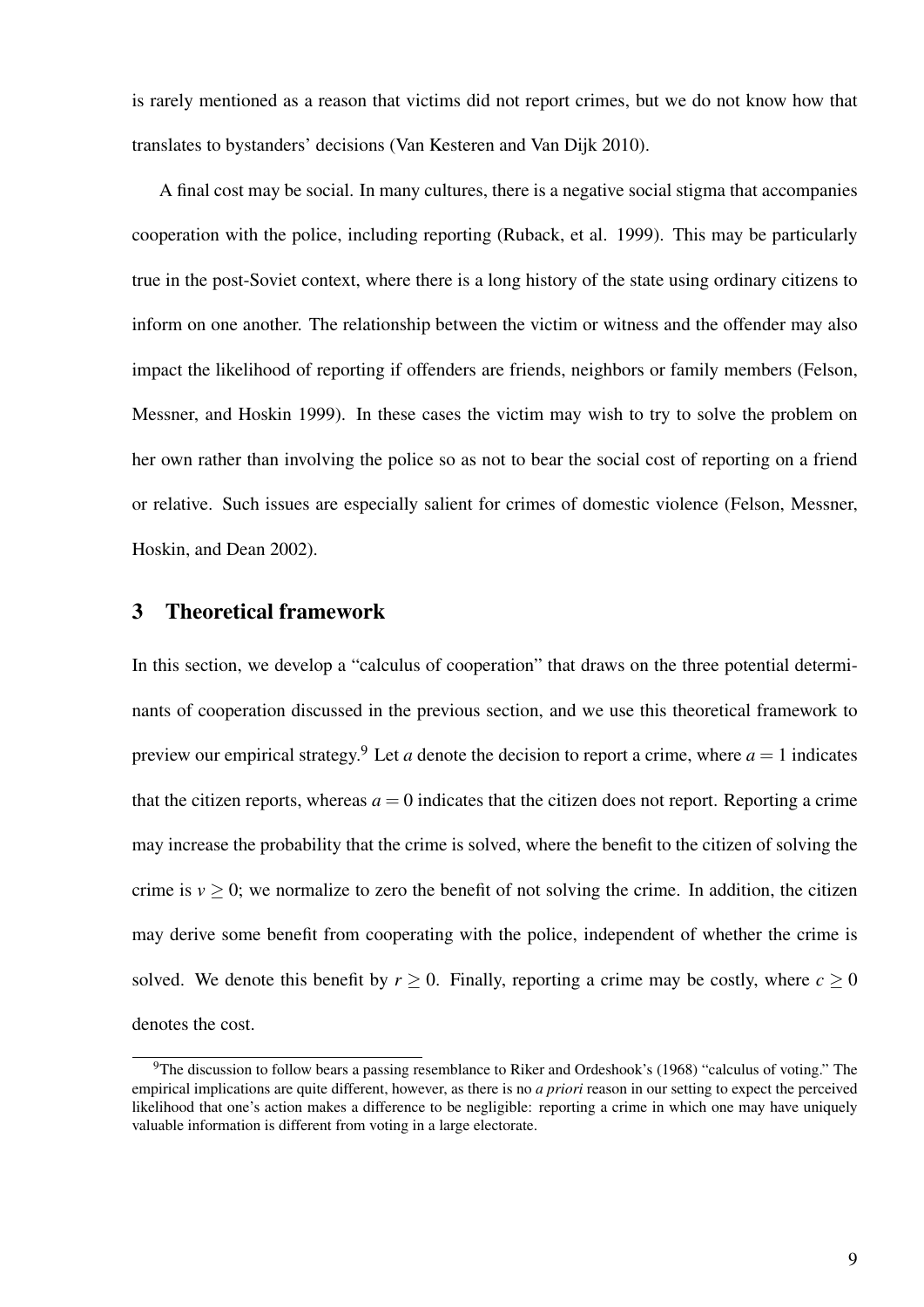is rarely mentioned as a reason that victims did not report crimes, but we do not know how that translates to bystanders' decisions (Van Kesteren and Van Dijk 2010).

A final cost may be social. In many cultures, there is a negative social stigma that accompanies cooperation with the police, including reporting (Ruback, et al. 1999). This may be particularly true in the post-Soviet context, where there is a long history of the state using ordinary citizens to inform on one another. The relationship between the victim or witness and the offender may also impact the likelihood of reporting if offenders are friends, neighbors or family members (Felson, Messner, and Hoskin 1999). In these cases the victim may wish to try to solve the problem on her own rather than involving the police so as not to bear the social cost of reporting on a friend or relative. Such issues are especially salient for crimes of domestic violence (Felson, Messner, Hoskin, and Dean 2002).

## 3 Theoretical framework

In this section, we develop a "calculus of cooperation" that draws on the three potential determinants of cooperation discussed in the previous section, and we use this theoretical framework to preview our empirical strategy.[9] Let $a$ denote the decision to report a crime, where $a = 1$ indicates that the citizen reports, whereas $a = 0$ indicates that the citizen does not report. Reporting a crime may increase the probability that the crime is solved, where the benefit to the citizen of solving the crime is $v \geq 0$; we normalize to zero the benefit of not solving the crime. In addition, the citizen may derive some benefit from cooperating with the police, independent of whether the crime is solved. We denote this benefit by $r \geq 0$. Finally, reporting a crime may be costly, where $c \geq 0$ denotes the cost.

[9] The discussion to follow bears a passing resemblance to Riker and Ordeshook's (1968) "calculus of voting." The empirical implications are quite different, however, as there is no *a priori* reason in our setting to expect the perceived likelihood that one's action makes a difference to be negligible: reporting a crime in which one may have uniquely valuable information is different from voting in a large electorate.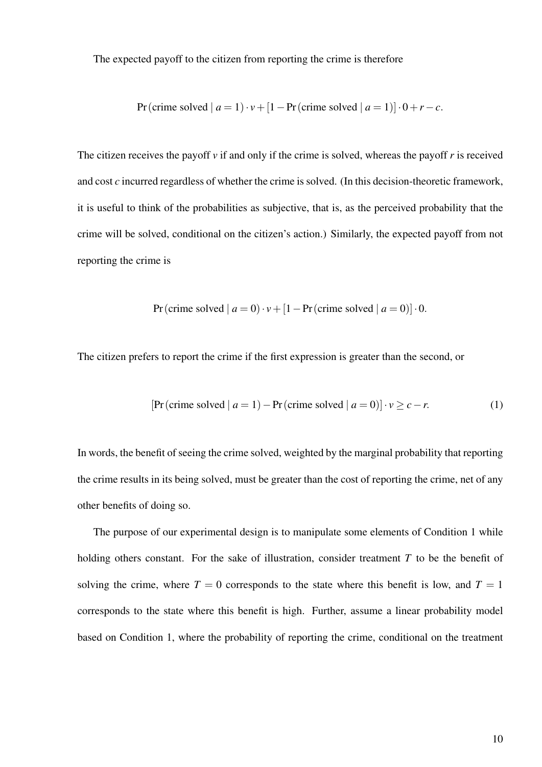The expected payoff to the citizen from reporting the crime is therefore

$$\Pr(\text{crime solved} \mid a=1)\cdot v + [1-\Pr(\text{crime solved} \mid a=1)]\cdot 0 + r - c.$$

The citizen receives the payoff $v$ if and only if the crime is solved, whereas the payoff $r$ is received and cost $c$ incurred regardless of whether the crime is solved. (In this decision-theoretic framework, it is useful to think of the probabilities as subjective, that is, as the perceived probability that the crime will be solved, conditional on the citizen's action.) Similarly, the expected payoff from not reporting the crime is

$$\Pr(\text{crime solved} \mid a=0)\cdot v + [1-\Pr(\text{crime solved} \mid a=0)]\cdot 0.$$

The citizen prefers to report the crime if the first expression is greater than the second, or

$$[\Pr(\text{crime solved} \mid a=1) - \Pr(\text{crime solved} \mid a=0)]\cdot v \geq c - r. \tag{1}$$

In words, the benefit of seeing the crime solved, weighted by the marginal probability that reporting the crime results in its being solved, must be greater than the cost of reporting the crime, net of any other benefits of doing so.

The purpose of our experimental design is to manipulate some elements of Condition 1 while holding others constant. For the sake of illustration, consider treatment $T$ to be the benefit of solving the crime, where $T=0$ corresponds to the state where this benefit is low, and $T=1$ corresponds to the state where this benefit is high. Further, assume a linear probability model based on Condition 1, where the probability of reporting the crime, conditional on the treatment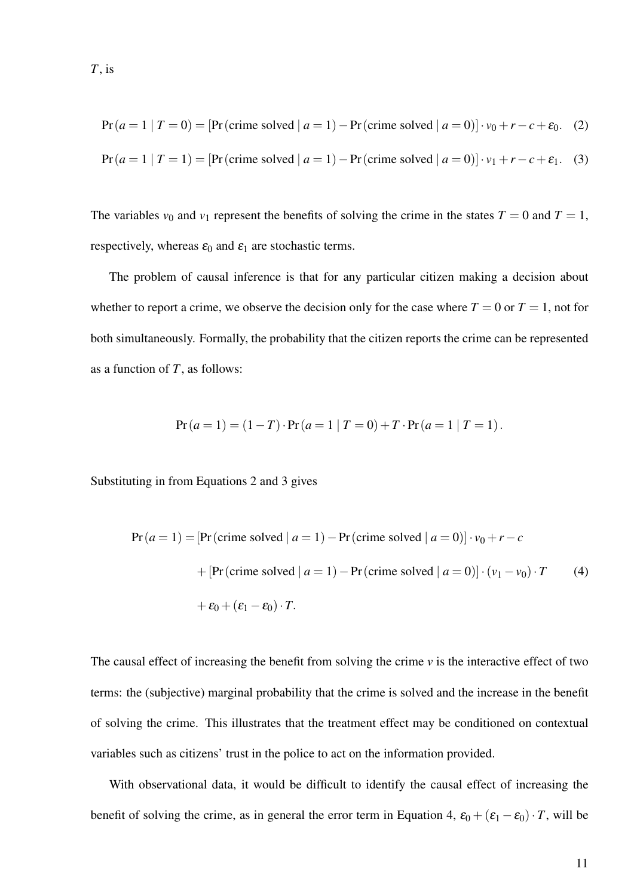$T$, is

$$\Pr(a = 1 \mid T = 0) = [\Pr(\text{crime solved} \mid a = 1) - \Pr(\text{crime solved} \mid a = 0)] \cdot v_0 + r - c + \varepsilon_0. \quad (2)$$

$$\Pr(a = 1 \mid T = 1) = [\Pr(\text{crime solved} \mid a = 1) - \Pr(\text{crime solved} \mid a = 0)] \cdot v_1 + r - c + \varepsilon_1. \quad (3)$$

The variables $v_0$ and $v_1$ represent the benefits of solving the crime in the states $T = 0$ and $T = 1$, respectively, whereas $\varepsilon_0$ and $\varepsilon_1$ are stochastic terms.

The problem of causal inference is that for any particular citizen making a decision about whether to report a crime, we observe the decision only for the case where $T = 0$ or $T = 1$, not for both simultaneously. Formally, the probability that the citizen reports the crime can be represented as a function of $T$, as follows:

$$\Pr(a = 1) = (1 - T) \cdot \Pr(a = 1 \mid T = 0) + T \cdot \Pr(a = 1 \mid T = 1).$$

Substituting in from Equations 2 and 3 gives

$$\begin{aligned}
\Pr(a = 1) = & [\Pr(\text{crime solved} \mid a = 1) - \Pr(\text{crime solved} \mid a = 0)] \cdot v_0 + r - c \\
& + [\Pr(\text{crime solved} \mid a = 1) - \Pr(\text{crime solved} \mid a = 0)] \cdot (v_1 - v_0) \cdot T \qquad (4) \\
& + \varepsilon_0 + (\varepsilon_1 - \varepsilon_0) \cdot T.
\end{aligned}$$

The causal effect of increasing the benefit from solving the crime $v$ is the interactive effect of two terms: the (subjective) marginal probability that the crime is solved and the increase in the benefit of solving the crime. This illustrates that the treatment effect may be conditioned on contextual variables such as citizens' trust in the police to act on the information provided.

With observational data, it would be difficult to identify the causal effect of increasing the benefit of solving the crime, as in general the error term in Equation 4, $\varepsilon_0 + (\varepsilon_1 - \varepsilon_0) \cdot T$, will be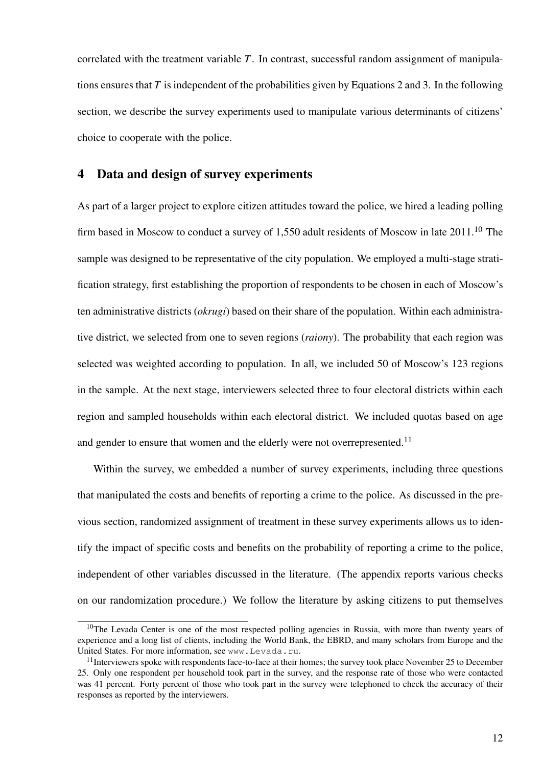correlated with the treatment variable $T$. In contrast, successful random assignment of manipulations ensures that $T$ is independent of the probabilities given by Equations 2 and 3. In the following section, we describe the survey experiments used to manipulate various determinants of citizens' choice to cooperate with the police.

## 4 Data and design of survey experiments

As part of a larger project to explore citizen attitudes toward the police, we hired a leading polling firm based in Moscow to conduct a survey of 1,550 adult residents of Moscow in late 2011.[10] The sample was designed to be representative of the city population. We employed a multi-stage stratification strategy, first establishing the proportion of respondents to be chosen in each of Moscow's ten administrative districts (*okrugi*) based on their share of the population. Within each administrative district, we selected from one to seven regions (*raiony*). The probability that each region was selected was weighted according to population. In all, we included 50 of Moscow's 123 regions in the sample. At the next stage, interviewers selected three to four electoral districts within each region and sampled households within each electoral district. We included quotas based on age and gender to ensure that women and the elderly were not overrepresented.[11]

Within the survey, we embedded a number of survey experiments, including three questions that manipulated the costs and benefits of reporting a crime to the police. As discussed in the previous section, randomized assignment of treatment in these survey experiments allows us to identify the impact of specific costs and benefits on the probability of reporting a crime to the police, independent of other variables discussed in the literature. (The appendix reports various checks on our randomization procedure.) We follow the literature by asking citizens to put themselves

[10] The Levada Center is one of the most respected polling agencies in Russia, with more than twenty years of experience and a long list of clients, including the World Bank, the EBRD, and many scholars from Europe and the United States. For more information, see `www.Levada.ru`.

[11] Interviewers spoke with respondents face-to-face at their homes; the survey took place November 25 to December 25. Only one respondent per household took part in the survey, and the response rate of those who were contacted was 41 percent. Forty percent of those who took part in the survey were telephoned to check the accuracy of their responses as reported by the interviewers.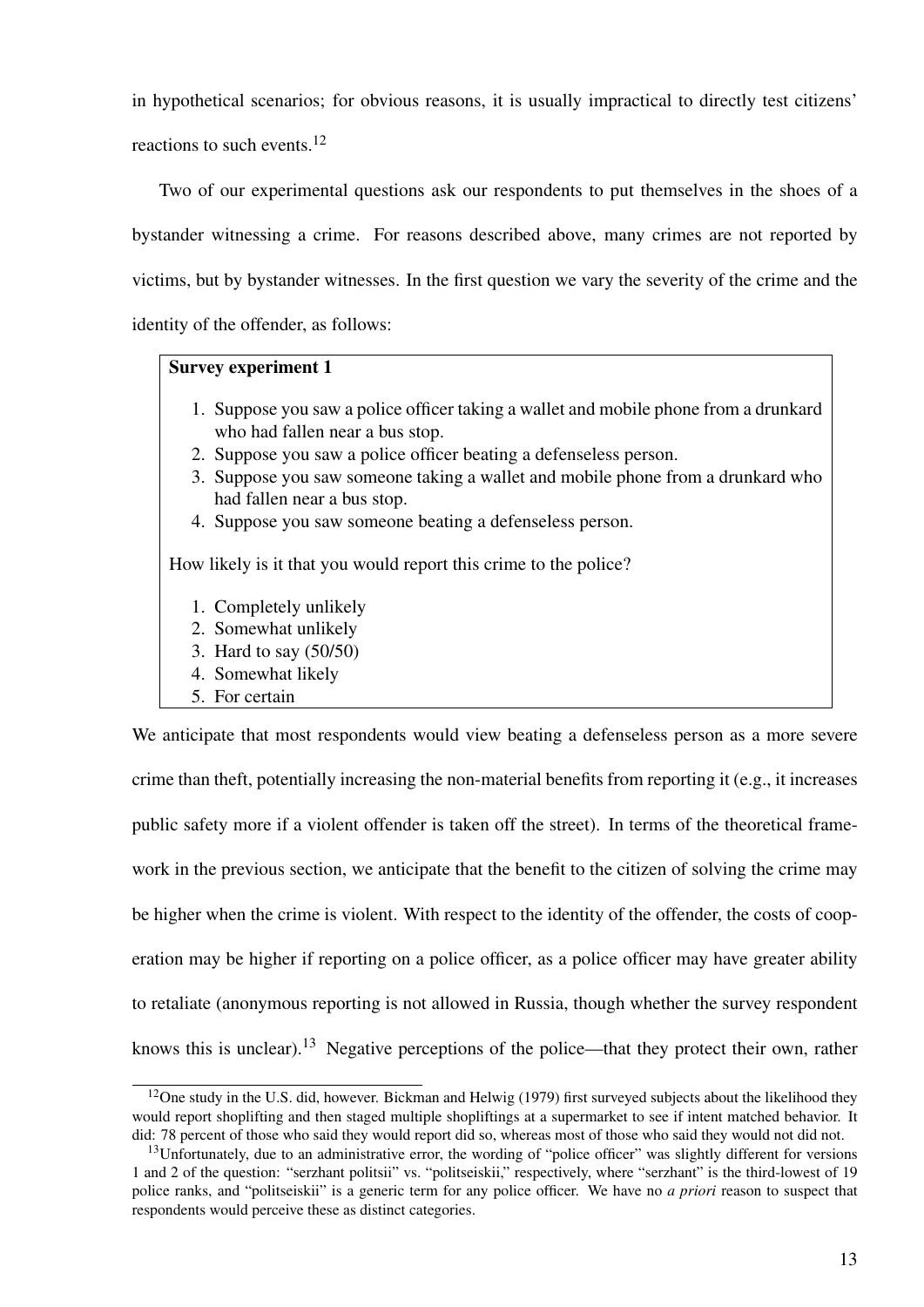in hypothetical scenarios; for obvious reasons, it is usually impractical to directly test citizens' reactions to such events.[12]

Two of our experimental questions ask our respondents to put themselves in the shoes of a bystander witnessing a crime. For reasons described above, many crimes are not reported by victims, but by bystander witnesses. In the first question we vary the severity of the crime and the identity of the offender, as follows:

> **Survey experiment 1**
>
> 1. Suppose you saw a police officer taking a wallet and mobile phone from a drunkard who had fallen near a bus stop.
> 2. Suppose you saw a police officer beating a defenseless person.
> 3. Suppose you saw someone taking a wallet and mobile phone from a drunkard who had fallen near a bus stop.
> 4. Suppose you saw someone beating a defenseless person.
>
> How likely is it that you would report this crime to the police?
>
> 1. Completely unlikely
> 2. Somewhat unlikely
> 3. Hard to say (50/50)
> 4. Somewhat likely
> 5. For certain

We anticipate that most respondents would view beating a defenseless person as a more severe crime than theft, potentially increasing the non-material benefits from reporting it (e.g., it increases public safety more if a violent offender is taken off the street). In terms of the theoretical framework in the previous section, we anticipate that the benefit to the citizen of solving the crime may be higher when the crime is violent. With respect to the identity of the offender, the costs of cooperation may be higher if reporting on a police officer, as a police officer may have greater ability to retaliate (anonymous reporting is not allowed in Russia, though whether the survey respondent knows this is unclear).[13] Negative perceptions of the police—that they protect their own, rather

---

[12] One study in the U.S. did, however. Bickman and Helwig (1979) first surveyed subjects about the likelihood they would report shoplifting and then staged multiple shopliftings at a supermarket to see if intent matched behavior. It did: 78 percent of those who said they would report did so, whereas most of those who said they would not did not.

[13] Unfortunately, due to an administrative error, the wording of "police officer" was slightly different for versions 1 and 2 of the question: "serzhant politsii" vs. "politseiskii," respectively, where "serzhant" is the third-lowest of 19 police ranks, and "politseiskii" is a generic term for any police officer. We have no *a priori* reason to suspect that respondents would perceive these as distinct categories.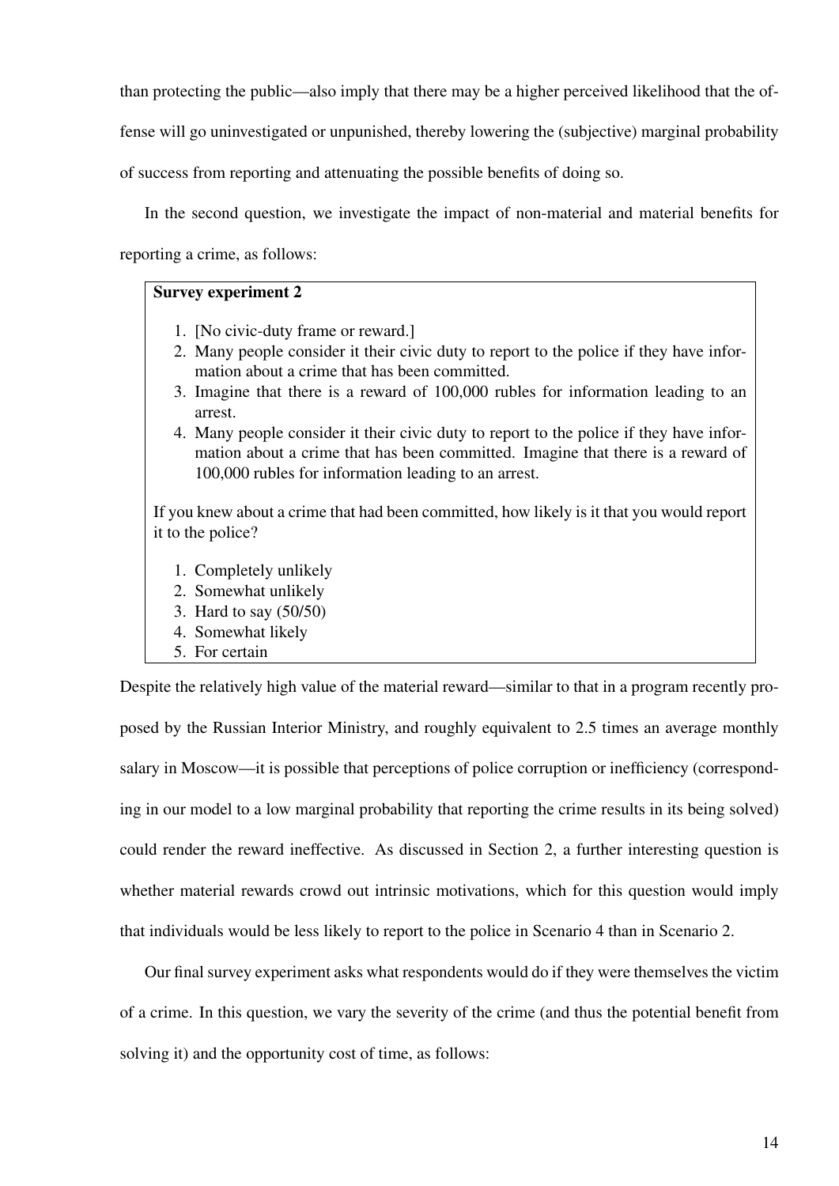than protecting the public—also imply that there may be a higher perceived likelihood that the offense will go uninvestigated or unpunished, thereby lowering the (subjective) marginal probability of success from reporting and attenuating the possible benefits of doing so.

In the second question, we investigate the impact of non-material and material benefits for reporting a crime, as follows:

> **Survey experiment 2**
>
> 1. [No civic-duty frame or reward.]
> 2. Many people consider it their civic duty to report to the police if they have information about a crime that has been committed.
> 3. Imagine that there is a reward of 100,000 rubles for information leading to an arrest.
> 4. Many people consider it their civic duty to report to the police if they have information about a crime that has been committed. Imagine that there is a reward of 100,000 rubles for information leading to an arrest.
>
> If you knew about a crime that had been committed, how likely is it that you would report it to the police?
>
> 1. Completely unlikely
> 2. Somewhat unlikely
> 3. Hard to say (50/50)
> 4. Somewhat likely
> 5. For certain

Despite the relatively high value of the material reward—similar to that in a program recently proposed by the Russian Interior Ministry, and roughly equivalent to 2.5 times an average monthly salary in Moscow—it is possible that perceptions of police corruption or inefficiency (corresponding in our model to a low marginal probability that reporting the crime results in its being solved) could render the reward ineffective. As discussed in Section 2, a further interesting question is whether material rewards crowd out intrinsic motivations, which for this question would imply that individuals would be less likely to report to the police in Scenario 4 than in Scenario 2.

Our final survey experiment asks what respondents would do if they were themselves the victim of a crime. In this question, we vary the severity of the crime (and thus the potential benefit from solving it) and the opportunity cost of time, as follows: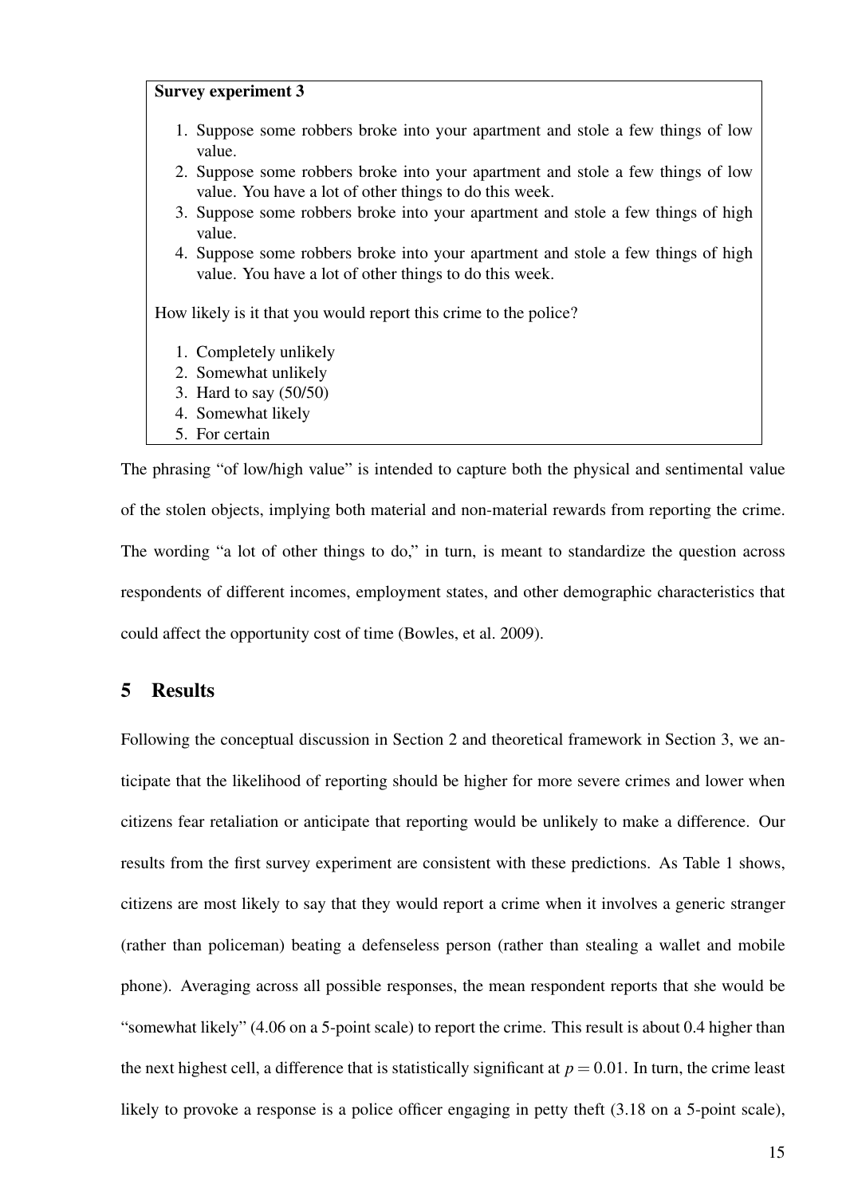**Survey experiment 3**

1. Suppose some robbers broke into your apartment and stole a few things of low value.
2. Suppose some robbers broke into your apartment and stole a few things of low value. You have a lot of other things to do this week.
3. Suppose some robbers broke into your apartment and stole a few things of high value.
4. Suppose some robbers broke into your apartment and stole a few things of high value. You have a lot of other things to do this week.

How likely is it that you would report this crime to the police?

1. Completely unlikely
2. Somewhat unlikely
3. Hard to say (50/50)
4. Somewhat likely
5. For certain

The phrasing "of low/high value" is intended to capture both the physical and sentimental value of the stolen objects, implying both material and non-material rewards from reporting the crime. The wording "a lot of other things to do," in turn, is meant to standardize the question across respondents of different incomes, employment states, and other demographic characteristics that could affect the opportunity cost of time (Bowles, et al. 2009).

## 5 Results

Following the conceptual discussion in Section 2 and theoretical framework in Section 3, we anticipate that the likelihood of reporting should be higher for more severe crimes and lower when citizens fear retaliation or anticipate that reporting would be unlikely to make a difference. Our results from the first survey experiment are consistent with these predictions. As Table 1 shows, citizens are most likely to say that they would report a crime when it involves a generic stranger (rather than policeman) beating a defenseless person (rather than stealing a wallet and mobile phone). Averaging across all possible responses, the mean respondent reports that she would be "somewhat likely" (4.06 on a 5-point scale) to report the crime. This result is about 0.4 higher than the next highest cell, a difference that is statistically significant at $p = 0.01$. In turn, the crime least likely to provoke a response is a police officer engaging in petty theft (3.18 on a 5-point scale),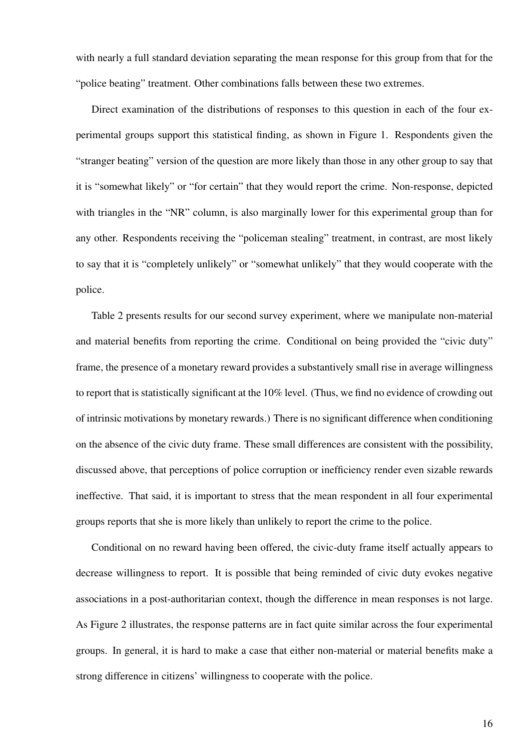with nearly a full standard deviation separating the mean response for this group from that for the "police beating" treatment. Other combinations falls between these two extremes.

Direct examination of the distributions of responses to this question in each of the four experimental groups support this statistical finding, as shown in Figure 1. Respondents given the "stranger beating" version of the question are more likely than those in any other group to say that it is "somewhat likely" or "for certain" that they would report the crime. Non-response, depicted with triangles in the "NR" column, is also marginally lower for this experimental group than for any other. Respondents receiving the "policeman stealing" treatment, in contrast, are most likely to say that it is "completely unlikely" or "somewhat unlikely" that they would cooperate with the police.

Table 2 presents results for our second survey experiment, where we manipulate non-material and material benefits from reporting the crime. Conditional on being provided the "civic duty" frame, the presence of a monetary reward provides a substantively small rise in average willingness to report that is statistically significant at the 10% level. (Thus, we find no evidence of crowding out of intrinsic motivations by monetary rewards.) There is no significant difference when conditioning on the absence of the civic duty frame. These small differences are consistent with the possibility, discussed above, that perceptions of police corruption or inefficiency render even sizable rewards ineffective. That said, it is important to stress that the mean respondent in all four experimental groups reports that she is more likely than unlikely to report the crime to the police.

Conditional on no reward having been offered, the civic-duty frame itself actually appears to decrease willingness to report. It is possible that being reminded of civic duty evokes negative associations in a post-authoritarian context, though the difference in mean responses is not large. As Figure 2 illustrates, the response patterns are in fact quite similar across the four experimental groups. In general, it is hard to make a case that either non-material or material benefits make a strong difference in citizens' willingness to cooperate with the police.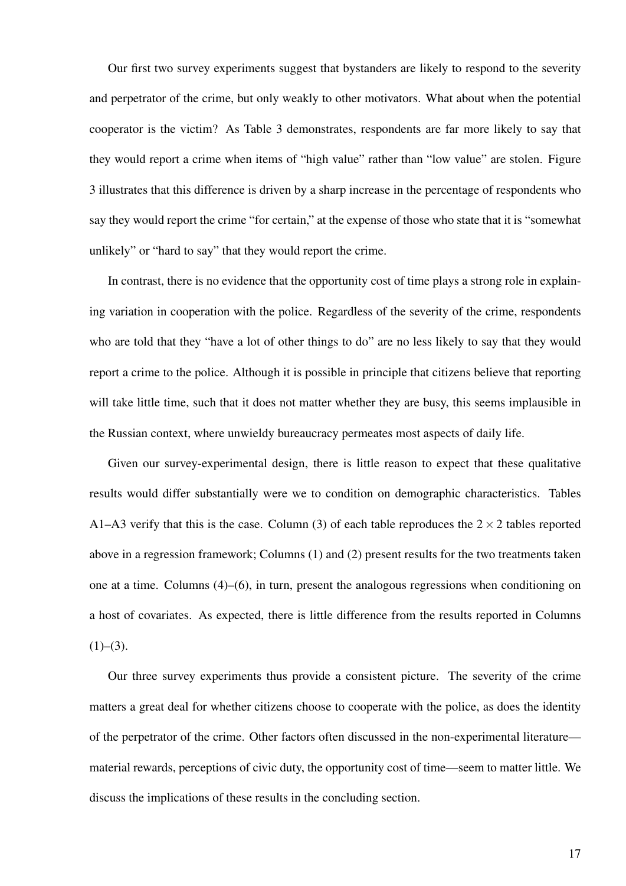Our first two survey experiments suggest that bystanders are likely to respond to the severity and perpetrator of the crime, but only weakly to other motivators. What about when the potential cooperator is the victim? As Table 3 demonstrates, respondents are far more likely to say that they would report a crime when items of "high value" rather than "low value" are stolen. Figure 3 illustrates that this difference is driven by a sharp increase in the percentage of respondents who say they would report the crime "for certain," at the expense of those who state that it is "somewhat unlikely" or "hard to say" that they would report the crime.

In contrast, there is no evidence that the opportunity cost of time plays a strong role in explaining variation in cooperation with the police. Regardless of the severity of the crime, respondents who are told that they "have a lot of other things to do" are no less likely to say that they would report a crime to the police. Although it is possible in principle that citizens believe that reporting will take little time, such that it does not matter whether they are busy, this seems implausible in the Russian context, where unwieldy bureaucracy permeates most aspects of daily life.

Given our survey-experimental design, there is little reason to expect that these qualitative results would differ substantially were we to condition on demographic characteristics. Tables A1–A3 verify that this is the case. Column (3) of each table reproduces the $2 \times 2$ tables reported above in a regression framework; Columns (1) and (2) present results for the two treatments taken one at a time. Columns (4)–(6), in turn, present the analogous regressions when conditioning on a host of covariates. As expected, there is little difference from the results reported in Columns (1)–(3).

Our three survey experiments thus provide a consistent picture. The severity of the crime matters a great deal for whether citizens choose to cooperate with the police, as does the identity of the perpetrator of the crime. Other factors often discussed in the non-experimental literature—material rewards, perceptions of civic duty, the opportunity cost of time—seem to matter little. We discuss the implications of these results in the concluding section.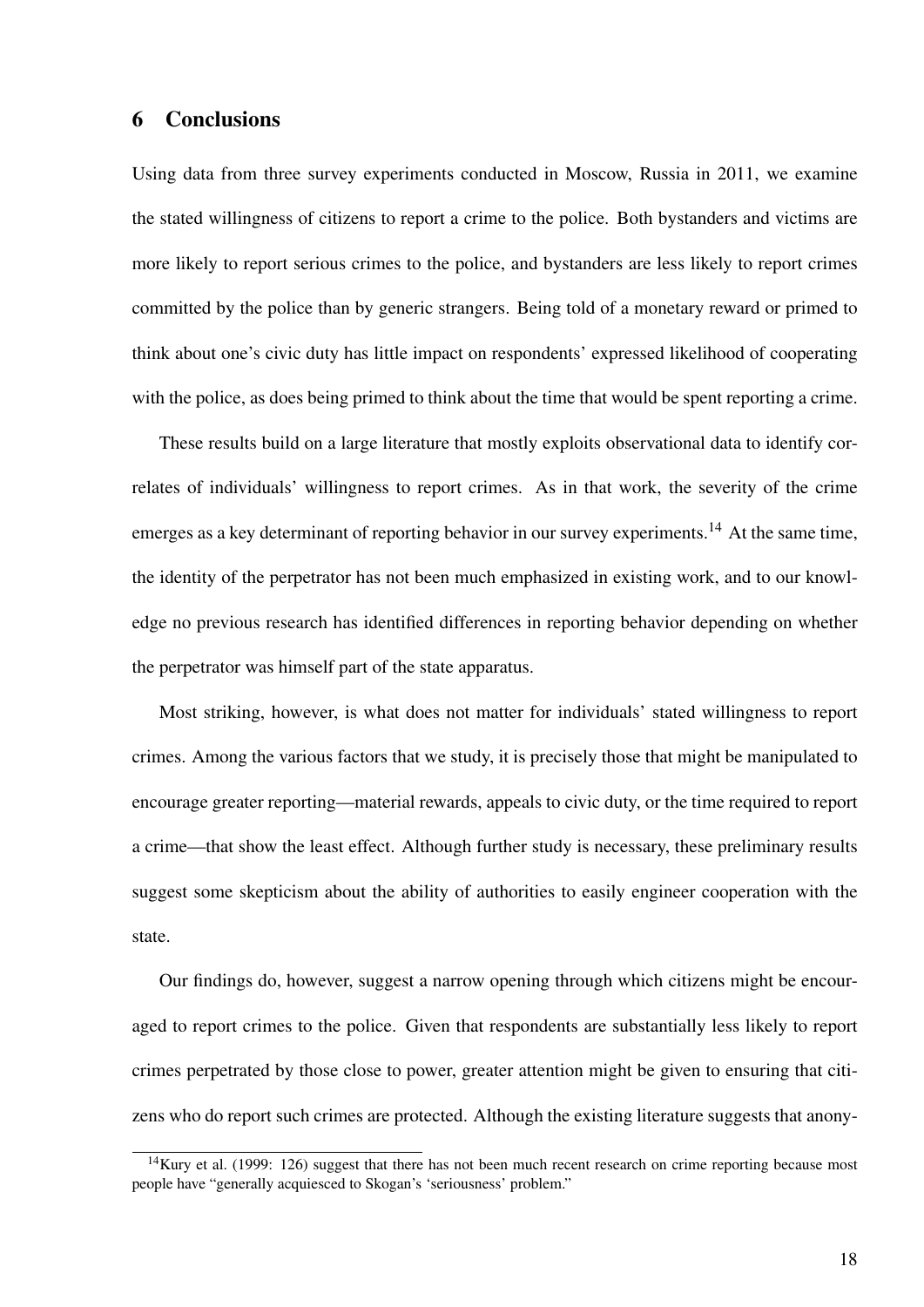## 6 Conclusions

Using data from three survey experiments conducted in Moscow, Russia in 2011, we examine the stated willingness of citizens to report a crime to the police. Both bystanders and victims are more likely to report serious crimes to the police, and bystanders are less likely to report crimes committed by the police than by generic strangers. Being told of a monetary reward or primed to think about one's civic duty has little impact on respondents' expressed likelihood of cooperating with the police, as does being primed to think about the time that would be spent reporting a crime.

These results build on a large literature that mostly exploits observational data to identify correlates of individuals' willingness to report crimes. As in that work, the severity of the crime emerges as a key determinant of reporting behavior in our survey experiments.[14] At the same time, the identity of the perpetrator has not been much emphasized in existing work, and to our knowledge no previous research has identified differences in reporting behavior depending on whether the perpetrator was himself part of the state apparatus.

Most striking, however, is what does not matter for individuals' stated willingness to report crimes. Among the various factors that we study, it is precisely those that might be manipulated to encourage greater reporting—material rewards, appeals to civic duty, or the time required to report a crime—that show the least effect. Although further study is necessary, these preliminary results suggest some skepticism about the ability of authorities to easily engineer cooperation with the state.

Our findings do, however, suggest a narrow opening through which citizens might be encouraged to report crimes to the police. Given that respondents are substantially less likely to report crimes perpetrated by those close to power, greater attention might be given to ensuring that citizens who do report such crimes are protected. Although the existing literature suggests that anony-

[14] Kury et al. (1999: 126) suggest that there has not been much recent research on crime reporting because most people have "generally acquiesced to Skogan's 'seriousness' problem."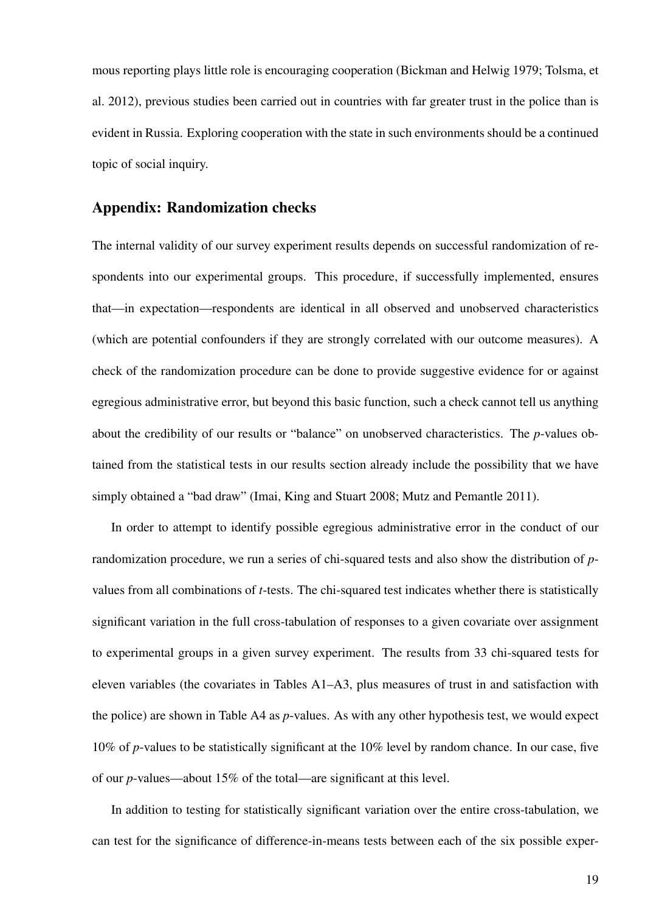mous reporting plays little role is encouraging cooperation (Bickman and Helwig 1979; Tolsma, et al. 2012), previous studies been carried out in countries with far greater trust in the police than is evident in Russia. Exploring cooperation with the state in such environments should be a continued topic of social inquiry.

## Appendix: Randomization checks

The internal validity of our survey experiment results depends on successful randomization of respondents into our experimental groups. This procedure, if successfully implemented, ensures that—in expectation—respondents are identical in all observed and unobserved characteristics (which are potential confounders if they are strongly correlated with our outcome measures). A check of the randomization procedure can be done to provide suggestive evidence for or against egregious administrative error, but beyond this basic function, such a check cannot tell us anything about the credibility of our results or "balance" on unobserved characteristics. The *p*-values obtained from the statistical tests in our results section already include the possibility that we have simply obtained a "bad draw" (Imai, King and Stuart 2008; Mutz and Pemantle 2011).

In order to attempt to identify possible egregious administrative error in the conduct of our randomization procedure, we run a series of chi-squared tests and also show the distribution of *p*-values from all combinations of *t*-tests. The chi-squared test indicates whether there is statistically significant variation in the full cross-tabulation of responses to a given covariate over assignment to experimental groups in a given survey experiment. The results from 33 chi-squared tests for eleven variables (the covariates in Tables A1–A3, plus measures of trust in and satisfaction with the police) are shown in Table A4 as *p*-values. As with any other hypothesis test, we would expect 10% of *p*-values to be statistically significant at the 10% level by random chance. In our case, five of our *p*-values—about 15% of the total—are significant at this level.

In addition to testing for statistically significant variation over the entire cross-tabulation, we can test for the significance of difference-in-means tests between each of the six possible exper-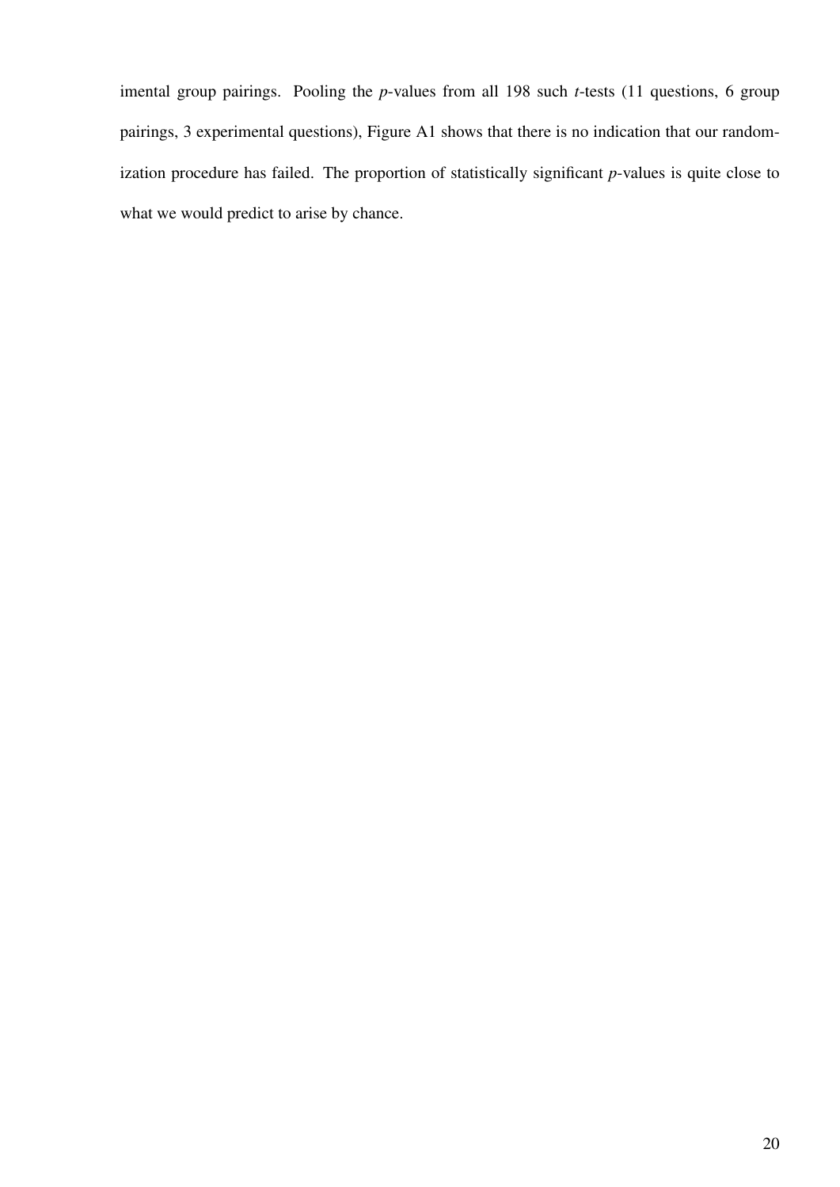imental group pairings. Pooling the *p*-values from all 198 such *t*-tests (11 questions, 6 group pairings, 3 experimental questions), Figure A1 shows that there is no indication that our randomization procedure has failed. The proportion of statistically significant *p*-values is quite close to what we would predict to arise by chance.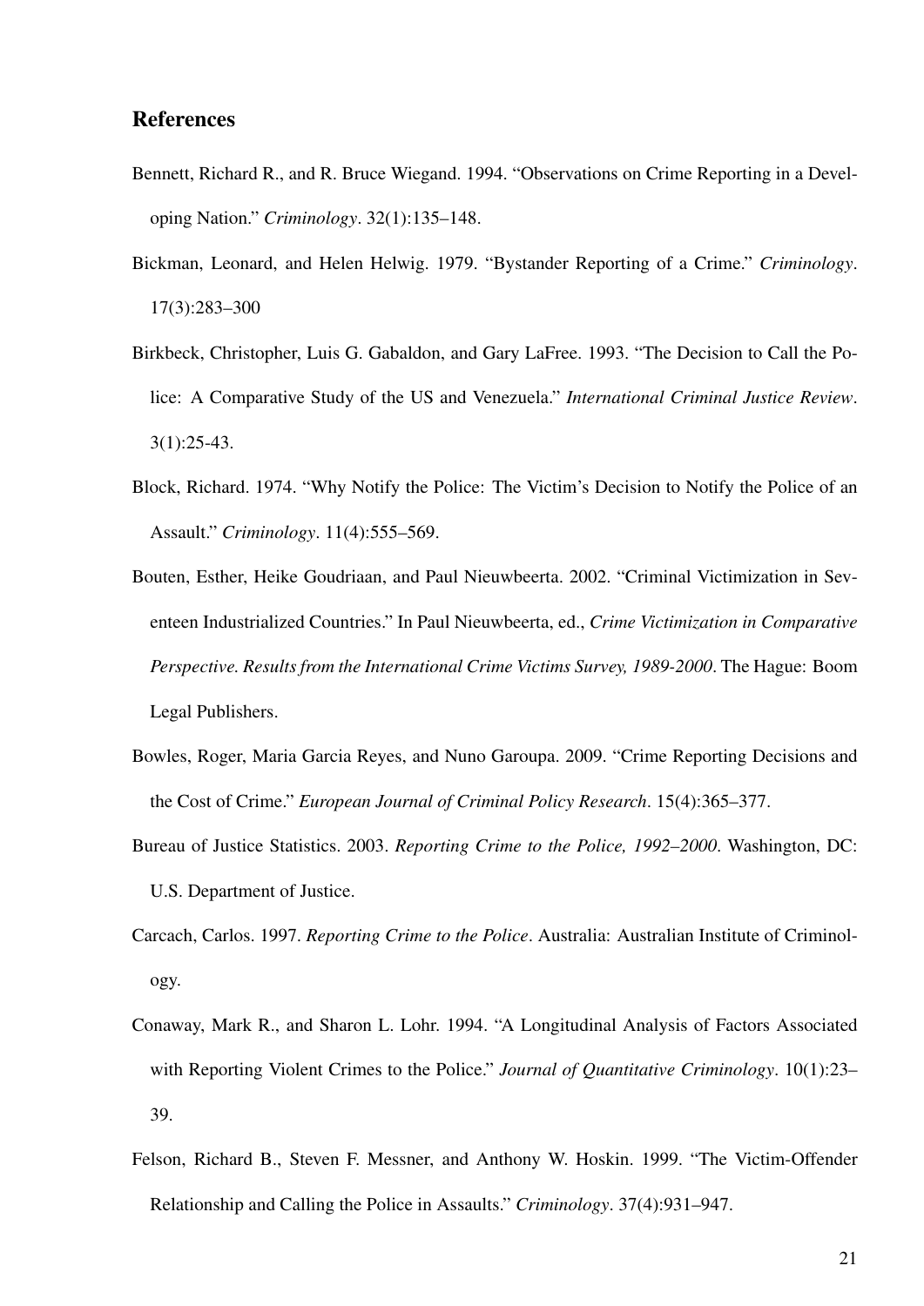## References

Bennett, Richard R., and R. Bruce Wiegand. 1994. "Observations on Crime Reporting in a Developing Nation." *Criminology*. 32(1):135–148.

Bickman, Leonard, and Helen Helwig. 1979. "Bystander Reporting of a Crime." *Criminology*. 17(3):283–300

Birkbeck, Christopher, Luis G. Gabaldon, and Gary LaFree. 1993. "The Decision to Call the Police: A Comparative Study of the US and Venezuela." *International Criminal Justice Review*. 3(1):25-43.

Block, Richard. 1974. "Why Notify the Police: The Victim's Decision to Notify the Police of an Assault." *Criminology*. 11(4):555–569.

Bouten, Esther, Heike Goudriaan, and Paul Nieuwbeerta. 2002. "Criminal Victimization in Seventeen Industrialized Countries." In Paul Nieuwbeerta, ed., *Crime Victimization in Comparative Perspective. Results from the International Crime Victims Survey, 1989-2000*. The Hague: Boom Legal Publishers.

Bowles, Roger, Maria Garcia Reyes, and Nuno Garoupa. 2009. "Crime Reporting Decisions and the Cost of Crime." *European Journal of Criminal Policy Research*. 15(4):365–377.

Bureau of Justice Statistics. 2003. *Reporting Crime to the Police, 1992–2000*. Washington, DC: U.S. Department of Justice.

Carcach, Carlos. 1997. *Reporting Crime to the Police*. Australia: Australian Institute of Criminology.

Conaway, Mark R., and Sharon L. Lohr. 1994. "A Longitudinal Analysis of Factors Associated with Reporting Violent Crimes to the Police." *Journal of Quantitative Criminology*. 10(1):23–39.

Felson, Richard B., Steven F. Messner, and Anthony W. Hoskin. 1999. "The Victim-Offender Relationship and Calling the Police in Assaults." *Criminology*. 37(4):931–947.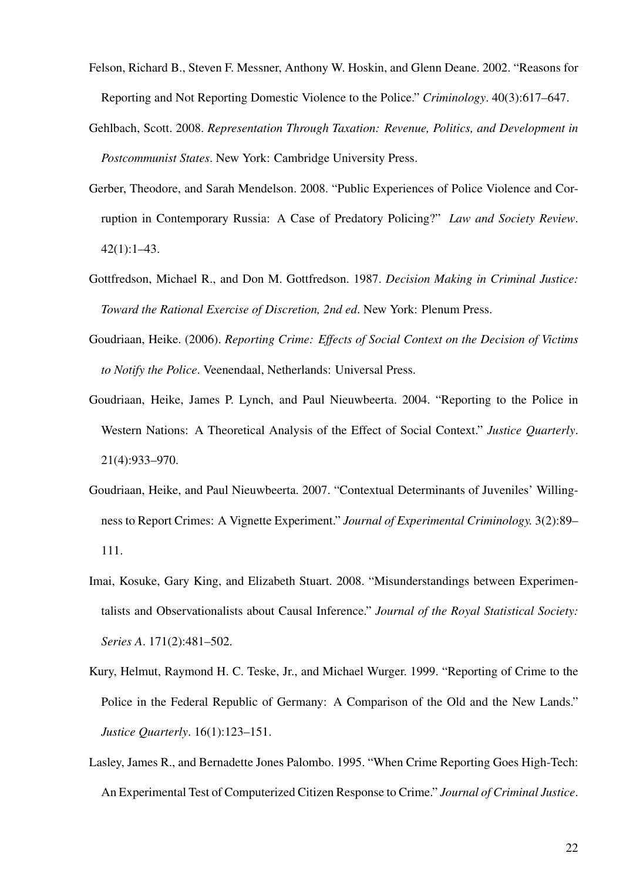Felson, Richard B., Steven F. Messner, Anthony W. Hoskin, and Glenn Deane. 2002. "Reasons for Reporting and Not Reporting Domestic Violence to the Police." *Criminology*. 40(3):617–647.

Gehlbach, Scott. 2008. *Representation Through Taxation: Revenue, Politics, and Development in Postcommunist States*. New York: Cambridge University Press.

Gerber, Theodore, and Sarah Mendelson. 2008. "Public Experiences of Police Violence and Corruption in Contemporary Russia: A Case of Predatory Policing?" *Law and Society Review*. 42(1):1–43.

Gottfredson, Michael R., and Don M. Gottfredson. 1987. *Decision Making in Criminal Justice: Toward the Rational Exercise of Discretion, 2nd ed*. New York: Plenum Press.

Goudriaan, Heike. (2006). *Reporting Crime: Effects of Social Context on the Decision of Victims to Notify the Police*. Veenendaal, Netherlands: Universal Press.

Goudriaan, Heike, James P. Lynch, and Paul Nieuwbeerta. 2004. "Reporting to the Police in Western Nations: A Theoretical Analysis of the Effect of Social Context." *Justice Quarterly*. 21(4):933–970.

Goudriaan, Heike, and Paul Nieuwbeerta. 2007. "Contextual Determinants of Juveniles' Willingness to Report Crimes: A Vignette Experiment." *Journal of Experimental Criminology.* 3(2):89–111.

Imai, Kosuke, Gary King, and Elizabeth Stuart. 2008. "Misunderstandings between Experimentalists and Observationalists about Causal Inference." *Journal of the Royal Statistical Society: Series A*. 171(2):481–502.

Kury, Helmut, Raymond H. C. Teske, Jr., and Michael Wurger. 1999. "Reporting of Crime to the Police in the Federal Republic of Germany: A Comparison of the Old and the New Lands." *Justice Quarterly*. 16(1):123–151.

Lasley, James R., and Bernadette Jones Palombo. 1995. "When Crime Reporting Goes High-Tech: An Experimental Test of Computerized Citizen Response to Crime." *Journal of Criminal Justice*.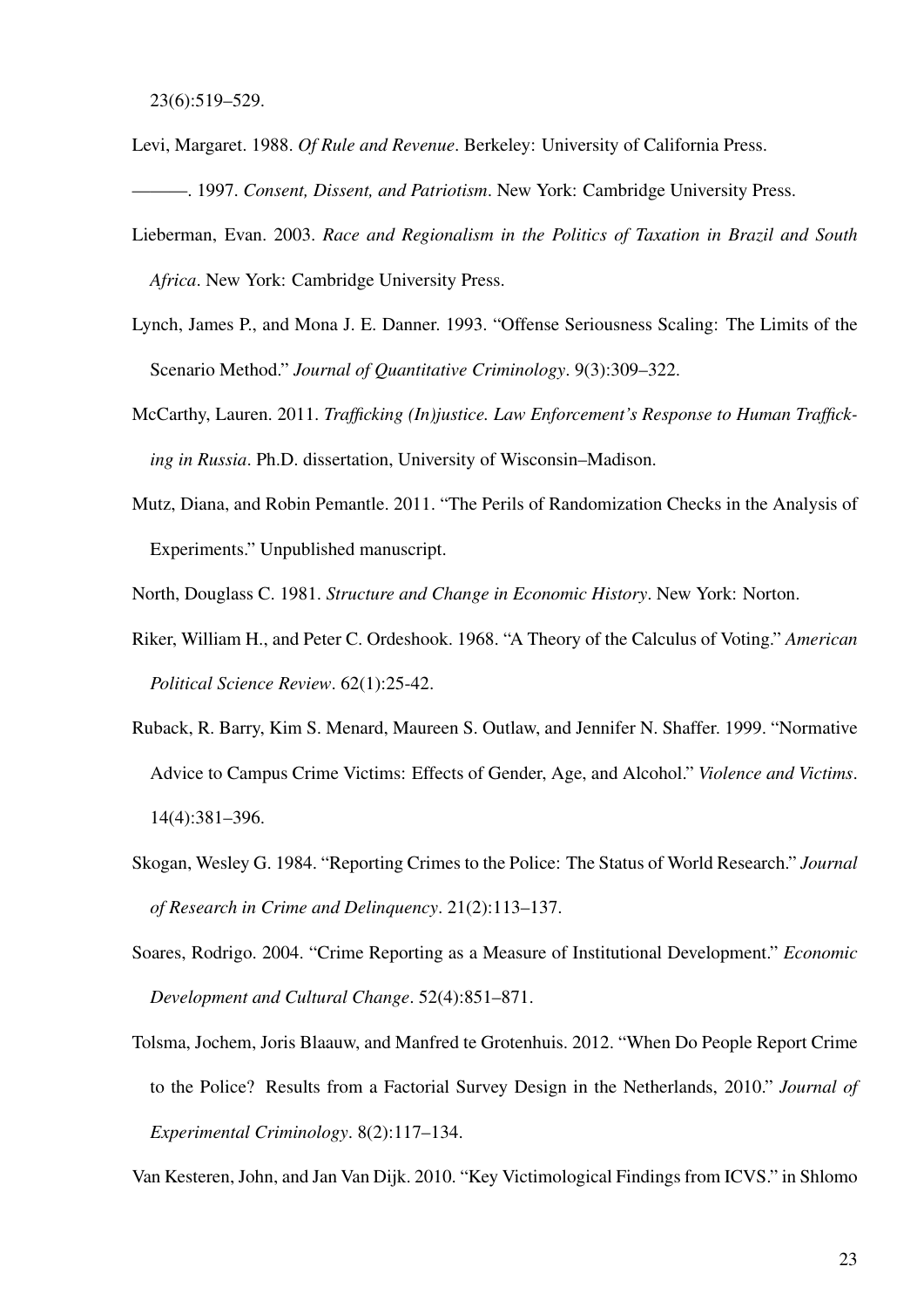23(6):519–529.

Levi, Margaret. 1988. *Of Rule and Revenue*. Berkeley: University of California Press.

———. 1997. *Consent, Dissent, and Patriotism*. New York: Cambridge University Press.

Lieberman, Evan. 2003. *Race and Regionalism in the Politics of Taxation in Brazil and South Africa*. New York: Cambridge University Press.

Lynch, James P., and Mona J. E. Danner. 1993. "Offense Seriousness Scaling: The Limits of the Scenario Method." *Journal of Quantitative Criminology*. 9(3):309–322.

McCarthy, Lauren. 2011. *Trafficking (In)justice. Law Enforcement's Response to Human Trafficking in Russia*. Ph.D. dissertation, University of Wisconsin–Madison.

Mutz, Diana, and Robin Pemantle. 2011. "The Perils of Randomization Checks in the Analysis of Experiments." Unpublished manuscript.

North, Douglass C. 1981. *Structure and Change in Economic History*. New York: Norton.

Riker, William H., and Peter C. Ordeshook. 1968. "A Theory of the Calculus of Voting." *American Political Science Review*. 62(1):25-42.

Ruback, R. Barry, Kim S. Menard, Maureen S. Outlaw, and Jennifer N. Shaffer. 1999. "Normative Advice to Campus Crime Victims: Effects of Gender, Age, and Alcohol." *Violence and Victims*. 14(4):381–396.

Skogan, Wesley G. 1984. "Reporting Crimes to the Police: The Status of World Research." *Journal of Research in Crime and Delinquency*. 21(2):113–137.

Soares, Rodrigo. 2004. "Crime Reporting as a Measure of Institutional Development." *Economic Development and Cultural Change*. 52(4):851–871.

Tolsma, Jochem, Joris Blaauw, and Manfred te Grotenhuis. 2012. "When Do People Report Crime to the Police? Results from a Factorial Survey Design in the Netherlands, 2010." *Journal of Experimental Criminology*. 8(2):117–134.

Van Kesteren, John, and Jan Van Dijk. 2010. "Key Victimological Findings from ICVS." in Shlomo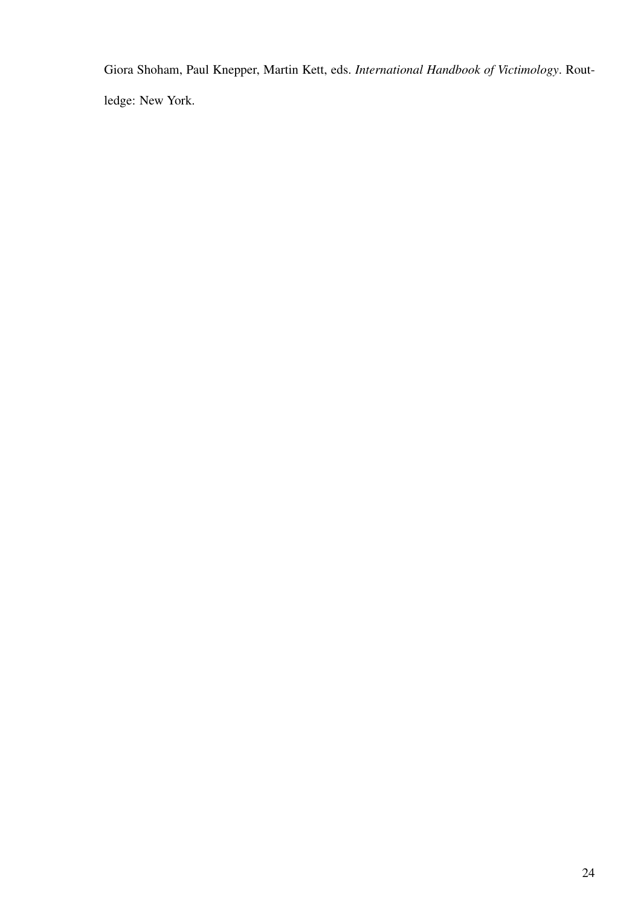Giora Shoham, Paul Knepper, Martin Kett, eds. *International Handbook of Victimology*. Routledge: New York.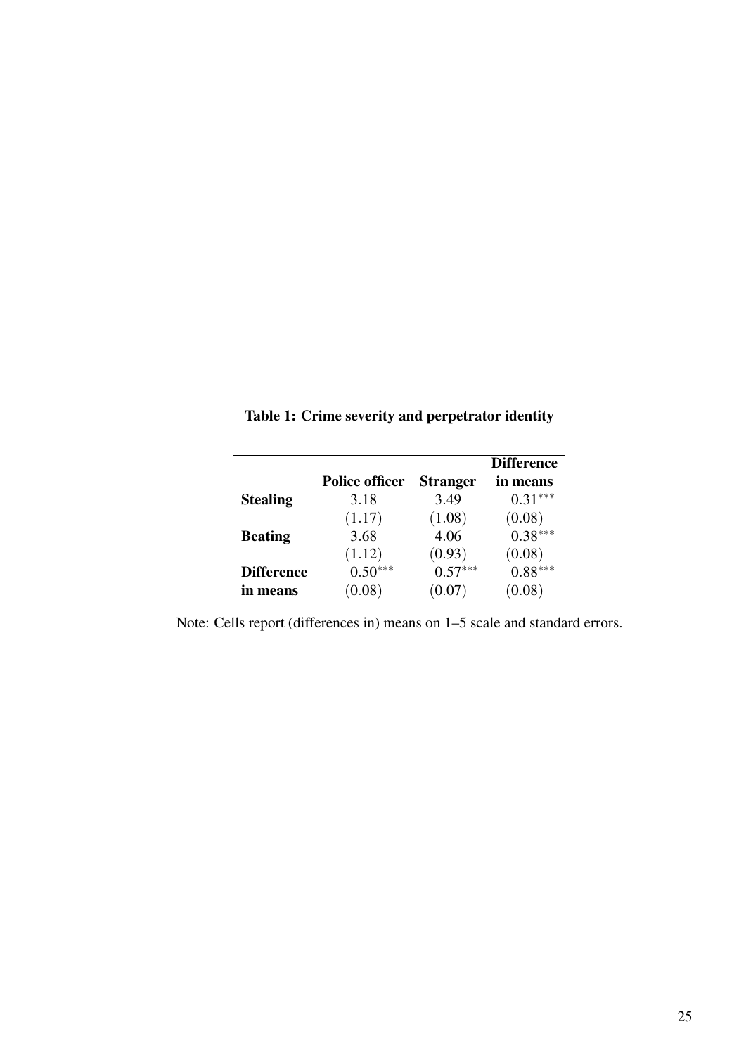**Table 1: Crime severity and perpetrator identity**

| | Police officer | Stranger | Difference in means |
|---|---|---|---|
| **Stealing** | 3.18 | 3.49 | $0.31^{***}$ |
| | $(1.17)$ | $(1.08)$ | $(0.08)$ |
| **Beating** | 3.68 | 4.06 | $0.38^{***}$ |
| | $(1.12)$ | $(0.93)$ | $(0.08)$ |
| **Difference in means** | $0.50^{***}$ | $0.57^{***}$ | $0.88^{***}$ |
| | $(0.08)$ | $(0.07)$ | $(0.08)$ |

Note: Cells report (differences in) means on 1–5 scale and standard errors.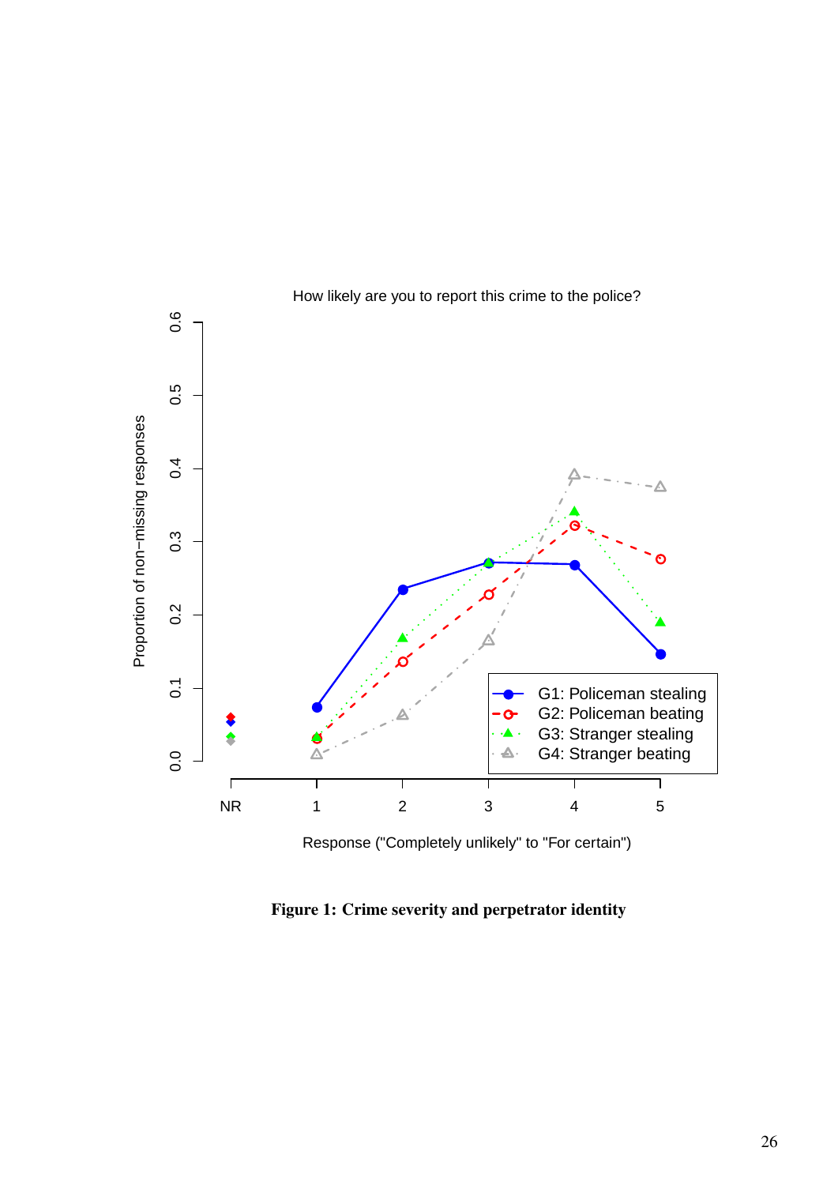How likely are you to report this crime to the police?

**Figure 1: Crime severity and perpetrator identity**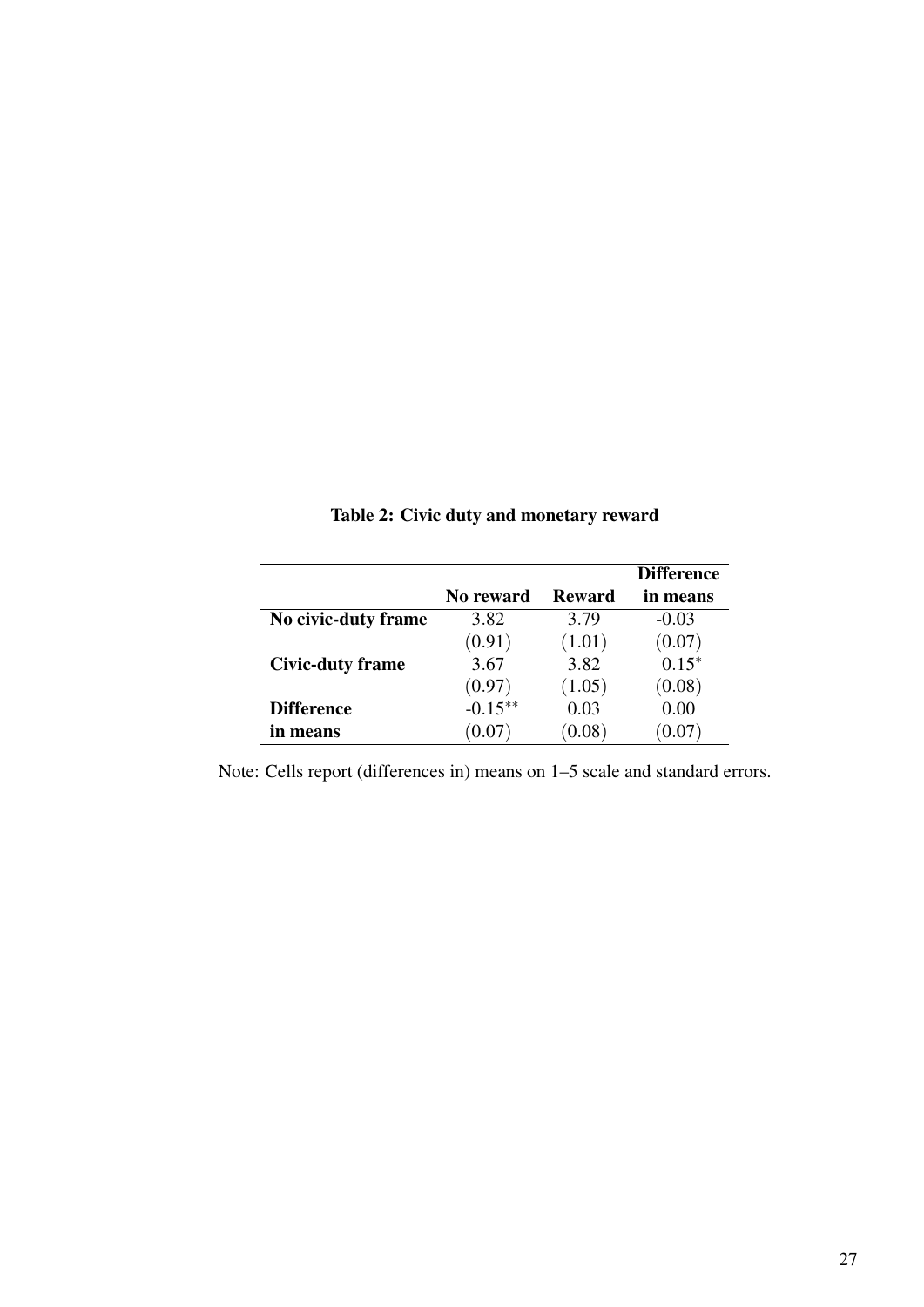**Table 2: Civic duty and monetary reward**

| | No reward | Reward | Difference in means |
|---|---|---|---|
| **No civic-duty frame** | 3.82 | 3.79 | -0.03 |
| | (0.91) | (1.01) | (0.07) |
| **Civic-duty frame** | 3.67 | 3.82 | $0.15^{*}$ |
| | (0.97) | (1.05) | (0.08) |
| **Difference in means** | $-0.15^{**}$ | 0.03 | 0.00 |
| | (0.07) | (0.08) | (0.07) |

Note: Cells report (differences in) means on 1–5 scale and standard errors.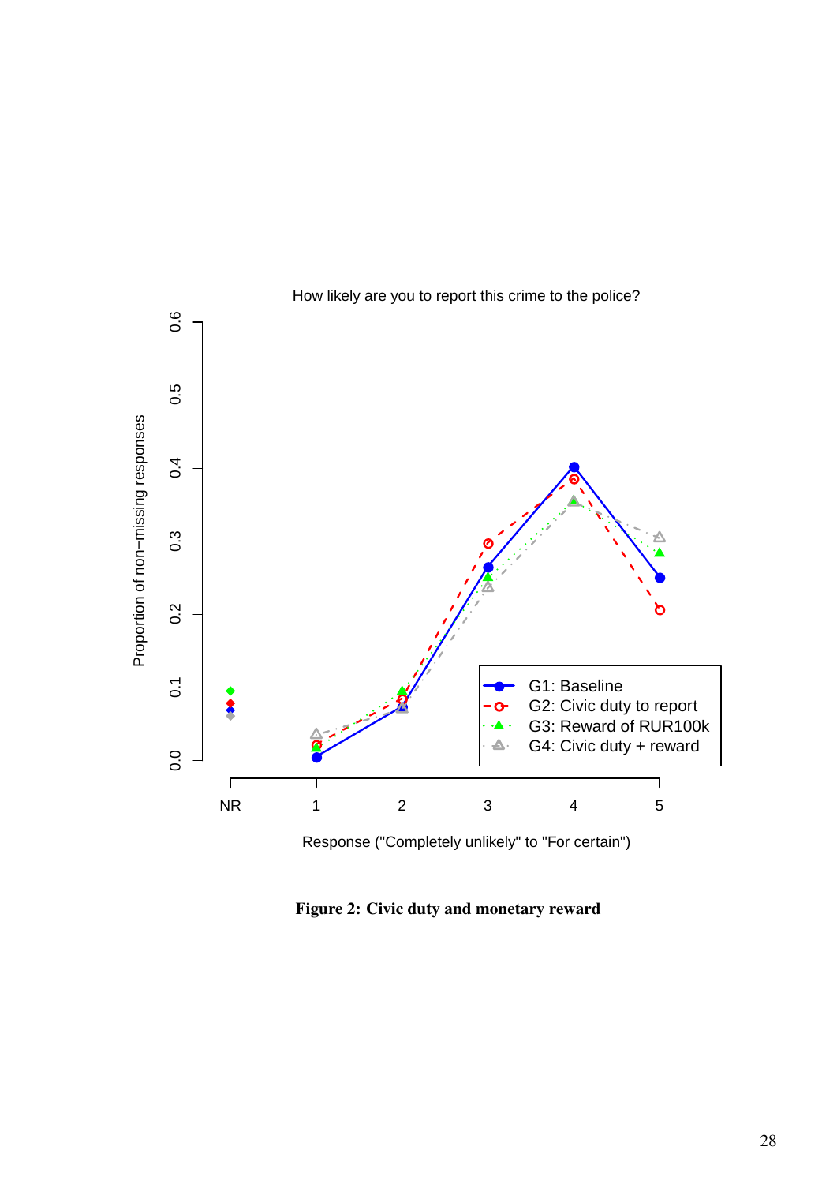How likely are you to report this crime to the police?

**Figure 2: Civic duty and monetary reward**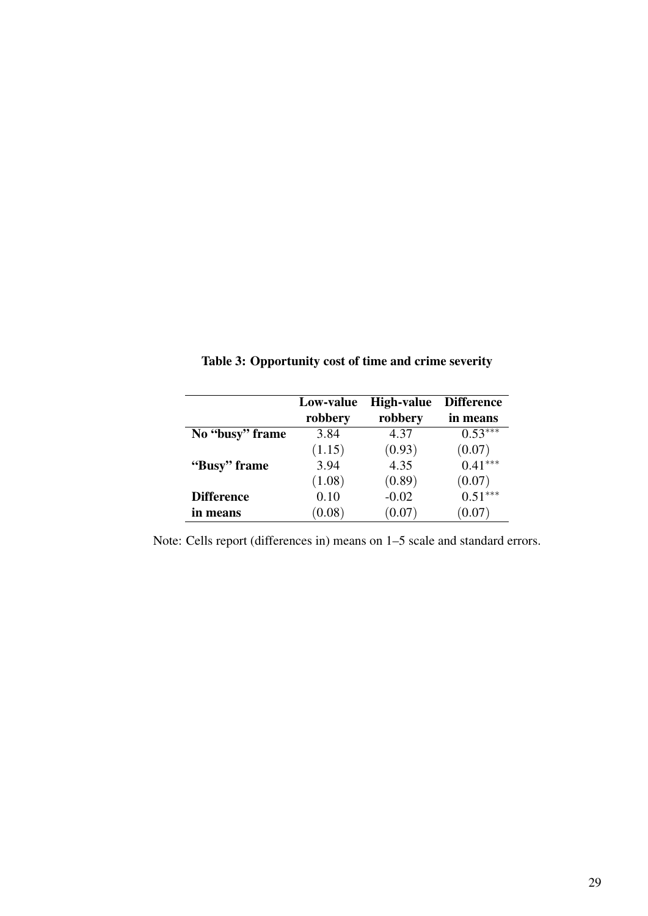**Table 3: Opportunity cost of time and crime severity**

| | Low-value robbery | High-value robbery | Difference in means |
|---|---|---|---|
| **No "busy" frame** | 3.84 | 4.37 | $0.53^{***}$ |
| | (1.15) | (0.93) | (0.07) |
| **"Busy" frame** | 3.94 | 4.35 | $0.41^{***}$ |
| | (1.08) | (0.89) | (0.07) |
| **Difference in means** | 0.10 | -0.02 | $0.51^{***}$ |
| | (0.08) | (0.07) | (0.07) |

Note: Cells report (differences in) means on 1–5 scale and standard errors.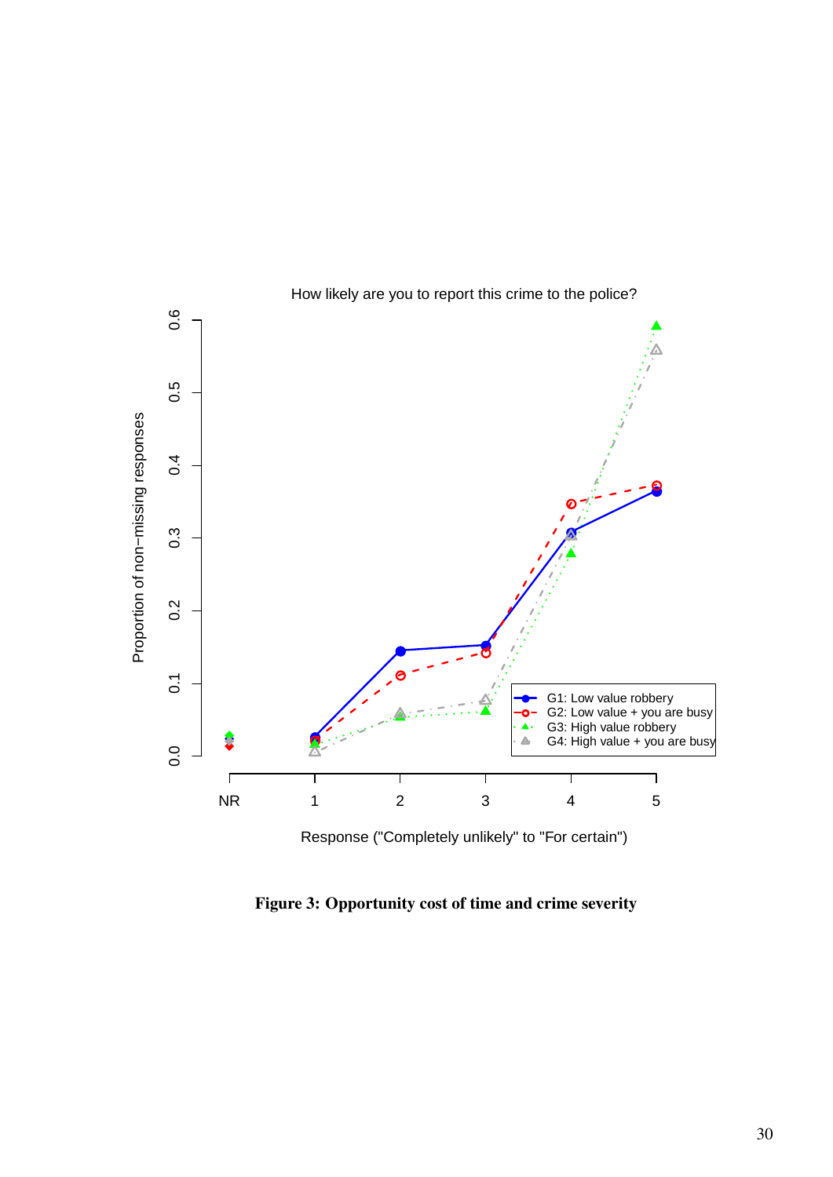**Figure 3: Opportunity cost of time and crime severity**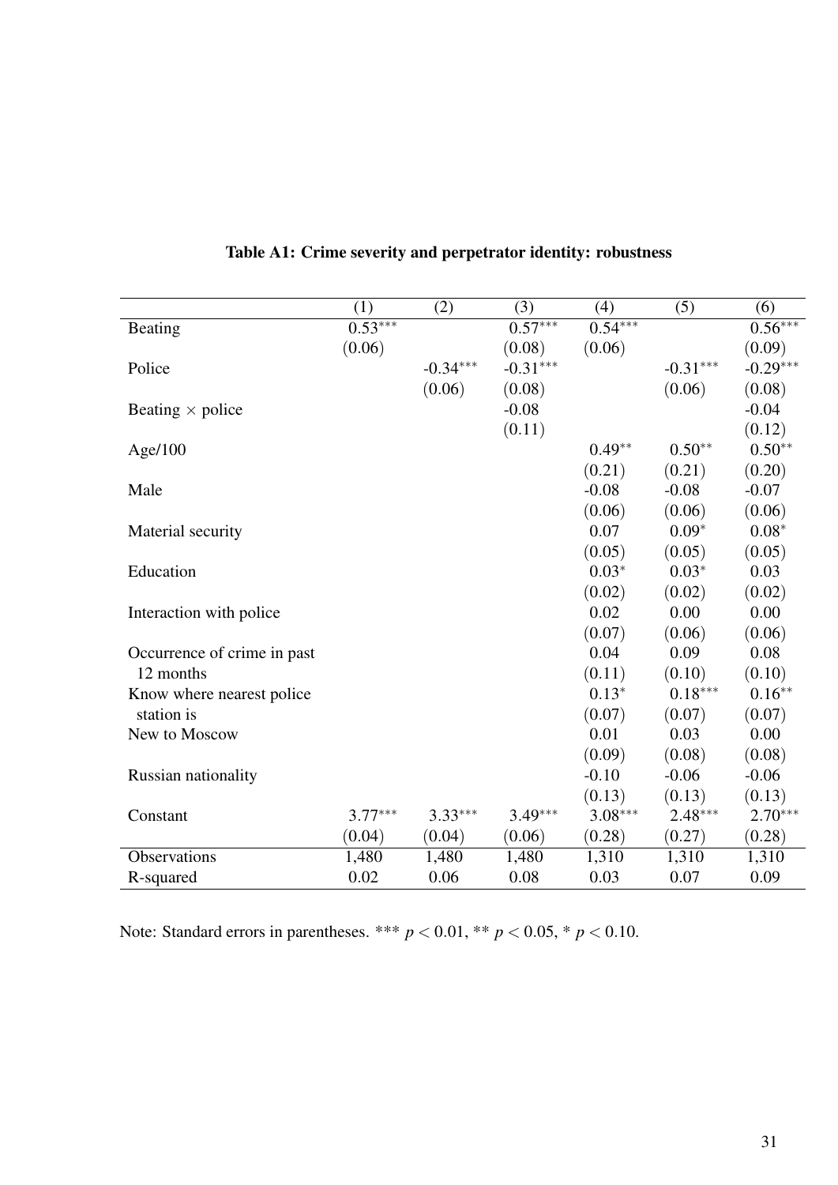**Table A1: Crime severity and perpetrator identity: robustness**

| | (1) | (2) | (3) | (4) | (5) | (6) |
|---|---|---|---|---|---|---|
| Beating | 0.53*** | | 0.57*** | 0.54*** | | 0.56*** |
| | (0.06) | | (0.08) | (0.06) | | (0.09) |
| Police | | -0.34*** | -0.31*** | | -0.31*** | -0.29*** |
| | | (0.06) | (0.08) | | (0.06) | (0.08) |
| Beating × police | | | -0.08 | | | -0.04 |
| | | | (0.11) | | | (0.12) |
| Age/100 | | | | 0.49** | 0.50** | 0.50** |
| | | | | (0.21) | (0.21) | (0.20) |
| Male | | | | -0.08 | -0.08 | -0.07 |
| | | | | (0.06) | (0.06) | (0.06) |
| Material security | | | | 0.07 | 0.09* | 0.08* |
| | | | | (0.05) | (0.05) | (0.05) |
| Education | | | | 0.03* | 0.03* | 0.03 |
| | | | | (0.02) | (0.02) | (0.02) |
| Interaction with police | | | | 0.02 | 0.00 | 0.00 |
| | | | | (0.07) | (0.06) | (0.06) |
| Occurrence of crime in past 12 months | | | | 0.04 | 0.09 | 0.08 |
| | | | | (0.11) | (0.10) | (0.10) |
| Know where nearest police station is | | | | 0.13* | 0.18*** | 0.16** |
| | | | | (0.07) | (0.07) | (0.07) |
| New to Moscow | | | | 0.01 | 0.03 | 0.00 |
| | | | | (0.09) | (0.08) | (0.08) |
| Russian nationality | | | | -0.10 | -0.06 | -0.06 |
| | | | | (0.13) | (0.13) | (0.13) |
| Constant | 3.77*** | 3.33*** | 3.49*** | 3.08*** | 2.48*** | 2.70*** |
| | (0.04) | (0.04) | (0.06) | (0.28) | (0.27) | (0.28) |
| Observations | 1,480 | 1,480 | 1,480 | 1,310 | 1,310 | 1,310 |
| R-squared | 0.02 | 0.06 | 0.08 | 0.03 | 0.07 | 0.09 |

Note: Standard errors in parentheses. *** $p < 0.01$, ** $p < 0.05$, * $p < 0.10$.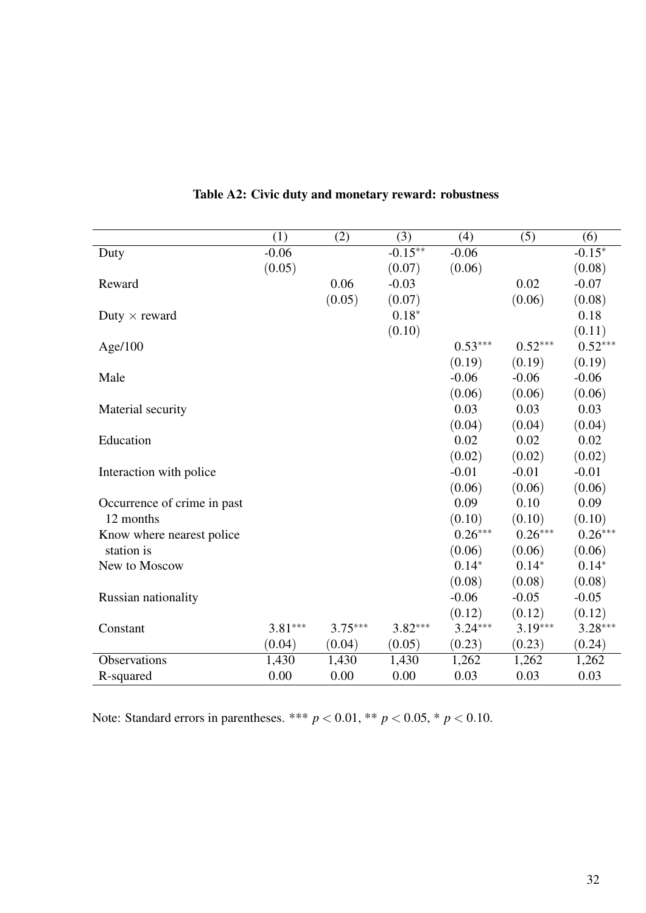**Table A2: Civic duty and monetary reward: robustness**

| | (1) | (2) | (3) | (4) | (5) | (6) |
|---|---|---|---|---|---|---|
| Duty | -0.06 | | -0.15** | -0.06 | | -0.15* |
| | (0.05) | | (0.07) | (0.06) | | (0.08) |
| Reward | | 0.06 | -0.03 | | 0.02 | -0.07 |
| | | (0.05) | (0.07) | | (0.06) | (0.08) |
| Duty × reward | | | 0.18* | | | 0.18 |
| | | | (0.10) | | | (0.11) |
| Age/100 | | | | 0.53*** | 0.52*** | 0.52*** |
| | | | | (0.19) | (0.19) | (0.19) |
| Male | | | | -0.06 | -0.06 | -0.06 |
| | | | | (0.06) | (0.06) | (0.06) |
| Material security | | | | 0.03 | 0.03 | 0.03 |
| | | | | (0.04) | (0.04) | (0.04) |
| Education | | | | 0.02 | 0.02 | 0.02 |
| | | | | (0.02) | (0.02) | (0.02) |
| Interaction with police | | | | -0.01 | -0.01 | -0.01 |
| | | | | (0.06) | (0.06) | (0.06) |
| Occurrence of crime in past 12 months | | | | 0.09 | 0.10 | 0.09 |
| | | | | (0.10) | (0.10) | (0.10) |
| Know where nearest police station is | | | | 0.26*** | 0.26*** | 0.26*** |
| | | | | (0.06) | (0.06) | (0.06) |
| New to Moscow | | | | 0.14* | 0.14* | 0.14* |
| | | | | (0.08) | (0.08) | (0.08) |
| Russian nationality | | | | -0.06 | -0.05 | -0.05 |
| | | | | (0.12) | (0.12) | (0.12) |
| Constant | 3.81*** | 3.75*** | 3.82*** | 3.24*** | 3.19*** | 3.28*** |
| | (0.04) | (0.04) | (0.05) | (0.23) | (0.23) | (0.24) |
| Observations | 1,430 | 1,430 | 1,430 | 1,262 | 1,262 | 1,262 |
| R-squared | 0.00 | 0.00 | 0.00 | 0.03 | 0.03 | 0.03 |

Note: Standard errors in parentheses. *** $p < 0.01$, ** $p < 0.05$, * $p < 0.10$.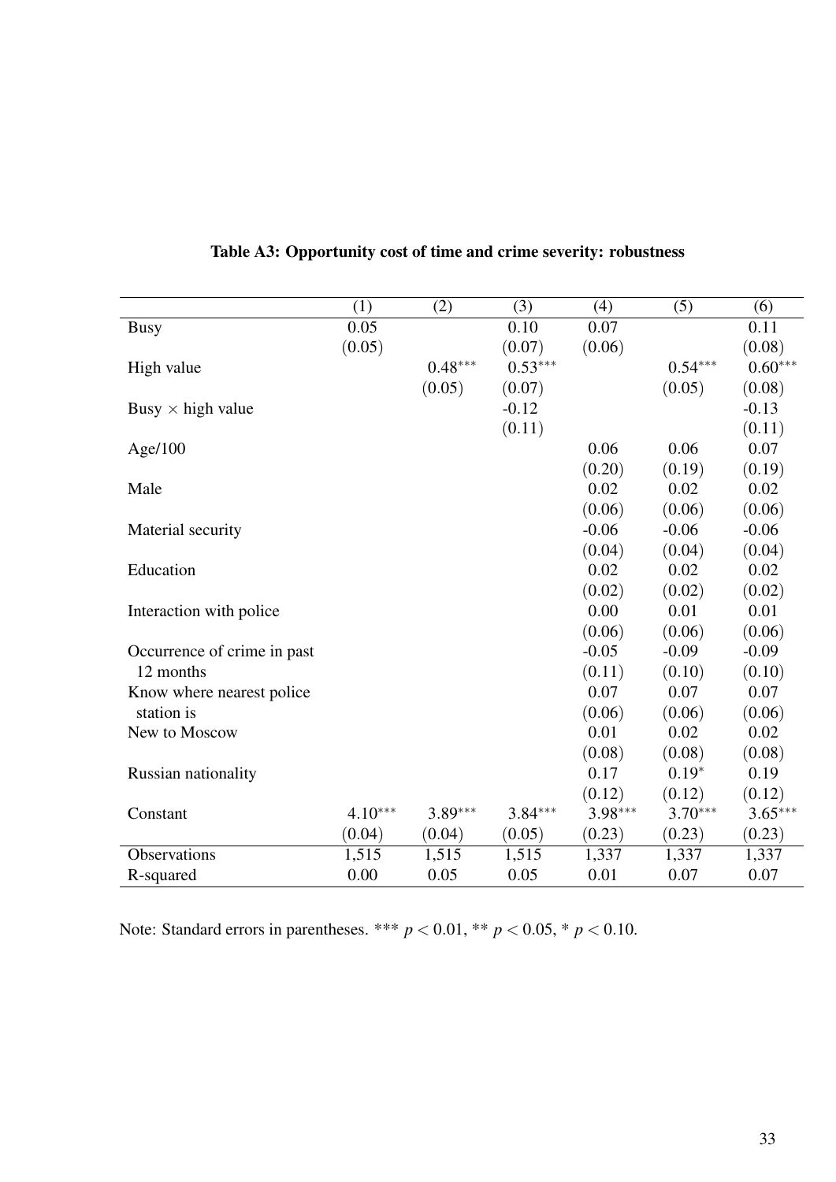**Table A3: Opportunity cost of time and crime severity: robustness**

| | (1) | (2) | (3) | (4) | (5) | (6) |
|---|---|---|---|---|---|---|
| Busy | 0.05 | | 0.10 | 0.07 | | 0.11 |
| | (0.05) | | (0.07) | (0.06) | | (0.08) |
| High value | | $0.48^{***}$ | $0.53^{***}$ | | $0.54^{***}$ | $0.60^{***}$ |
| | | (0.05) | (0.07) | | (0.05) | (0.08) |
| Busy $\times$ high value | | | -0.12 | | | -0.13 |
| | | | (0.11) | | | (0.11) |
| Age/100 | | | | 0.06 | 0.06 | 0.07 |
| | | | | (0.20) | (0.19) | (0.19) |
| Male | | | | 0.02 | 0.02 | 0.02 |
| | | | | (0.06) | (0.06) | (0.06) |
| Material security | | | | -0.06 | -0.06 | -0.06 |
| | | | | (0.04) | (0.04) | (0.04) |
| Education | | | | 0.02 | 0.02 | 0.02 |
| | | | | (0.02) | (0.02) | (0.02) |
| Interaction with police | | | | 0.00 | 0.01 | 0.01 |
| | | | | (0.06) | (0.06) | (0.06) |
| Occurrence of crime in past 12 months | | | | -0.05 | -0.09 | -0.09 |
| | | | | (0.11) | (0.10) | (0.10) |
| Know where nearest police station is | | | | 0.07 | 0.07 | 0.07 |
| | | | | (0.06) | (0.06) | (0.06) |
| New to Moscow | | | | 0.01 | 0.02 | 0.02 |
| | | | | (0.08) | (0.08) | (0.08) |
| Russian nationality | | | | 0.17 | $0.19^{*}$ | 0.19 |
| | | | | (0.12) | (0.12) | (0.12) |
| Constant | $4.10^{***}$ | $3.89^{***}$ | $3.84^{***}$ | $3.98^{***}$ | $3.70^{***}$ | $3.65^{***}$ |
| | (0.04) | (0.04) | (0.05) | (0.23) | (0.23) | (0.23) |
| Observations | 1,515 | 1,515 | 1,515 | 1,337 | 1,337 | 1,337 |
| R-squared | 0.00 | 0.05 | 0.05 | 0.01 | 0.07 | 0.07 |

Note: Standard errors in parentheses. *** $p < 0.01$, ** $p < 0.05$, * $p < 0.10$.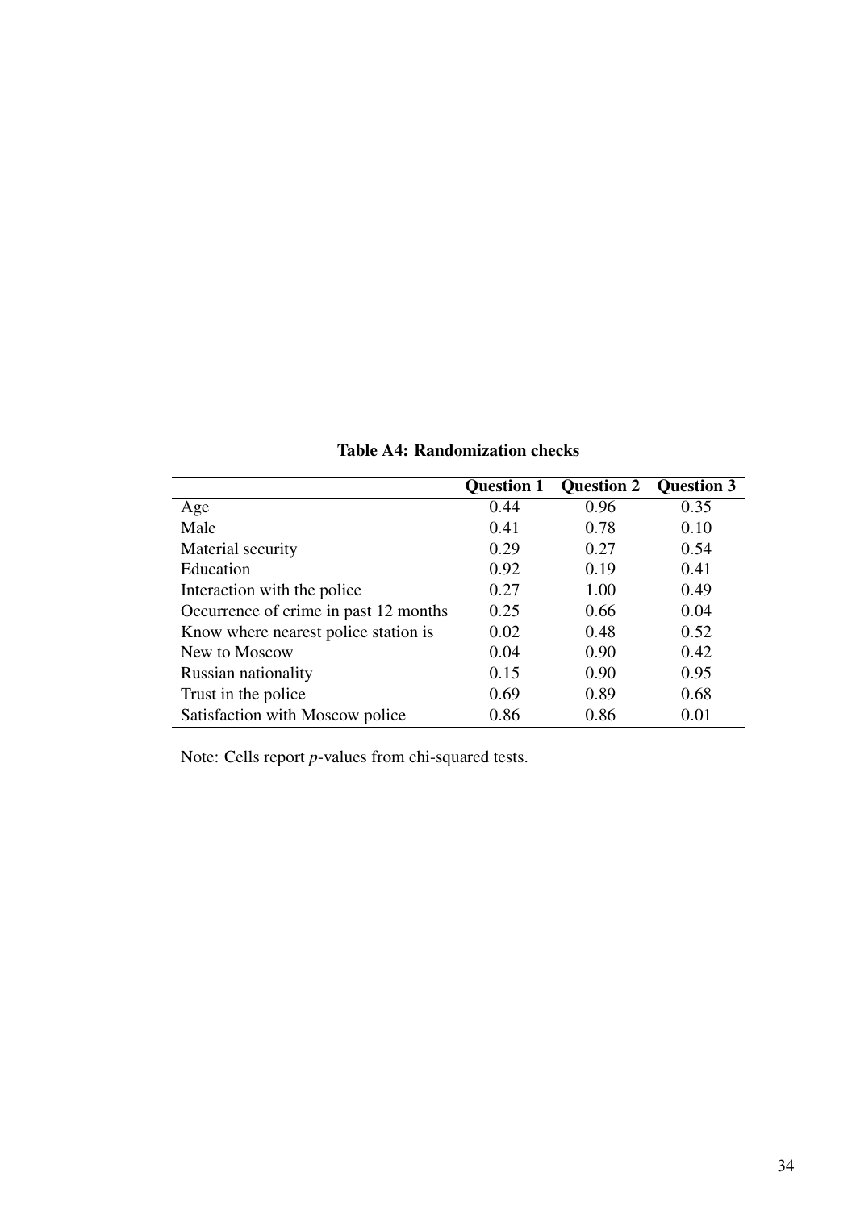**Table A4: Randomization checks**

| | **Question 1** | **Question 2** | **Question 3** |
|---|---|---|---|
| Age | 0.44 | 0.96 | 0.35 |
| Male | 0.41 | 0.78 | 0.10 |
| Material security | 0.29 | 0.27 | 0.54 |
| Education | 0.92 | 0.19 | 0.41 |
| Interaction with the police | 0.27 | 1.00 | 0.49 |
| Occurrence of crime in past 12 months | 0.25 | 0.66 | 0.04 |
| Know where nearest police station is | 0.02 | 0.48 | 0.52 |
| New to Moscow | 0.04 | 0.90 | 0.42 |
| Russian nationality | 0.15 | 0.90 | 0.95 |
| Trust in the police | 0.69 | 0.89 | 0.68 |
| Satisfaction with Moscow police | 0.86 | 0.86 | 0.01 |

Note: Cells report $p$-values from chi-squared tests.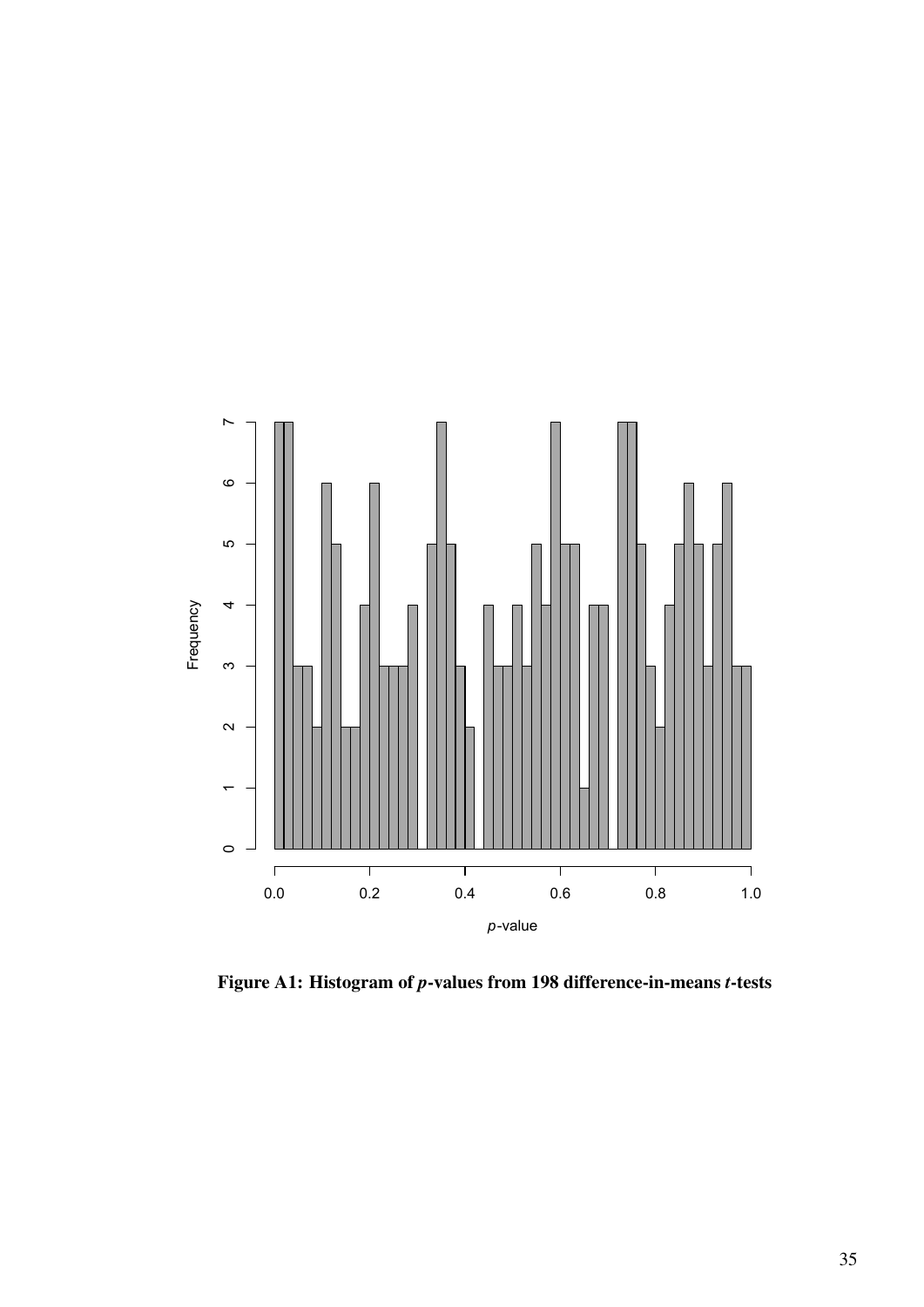**Figure A1: Histogram of *p*-values from 198 difference-in-means *t*-tests**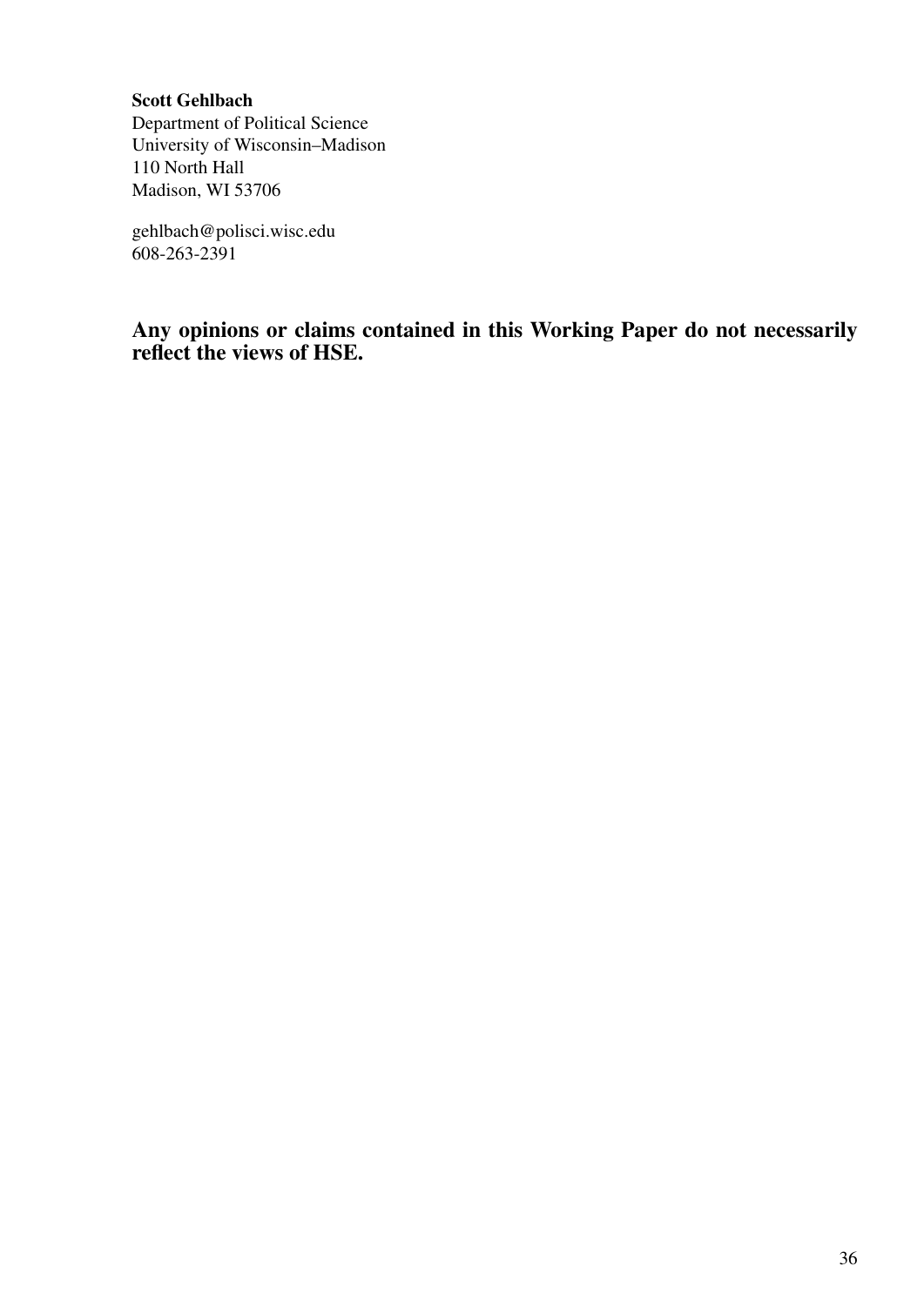**Scott Gehlbach**
Department of Political Science
University of Wisconsin–Madison
110 North Hall
Madison, WI 53706

gehlbach@polisci.wisc.edu
608-263-2391

**Any opinions or claims contained in this Working Paper do not necessarily reflect the views of HSE.**